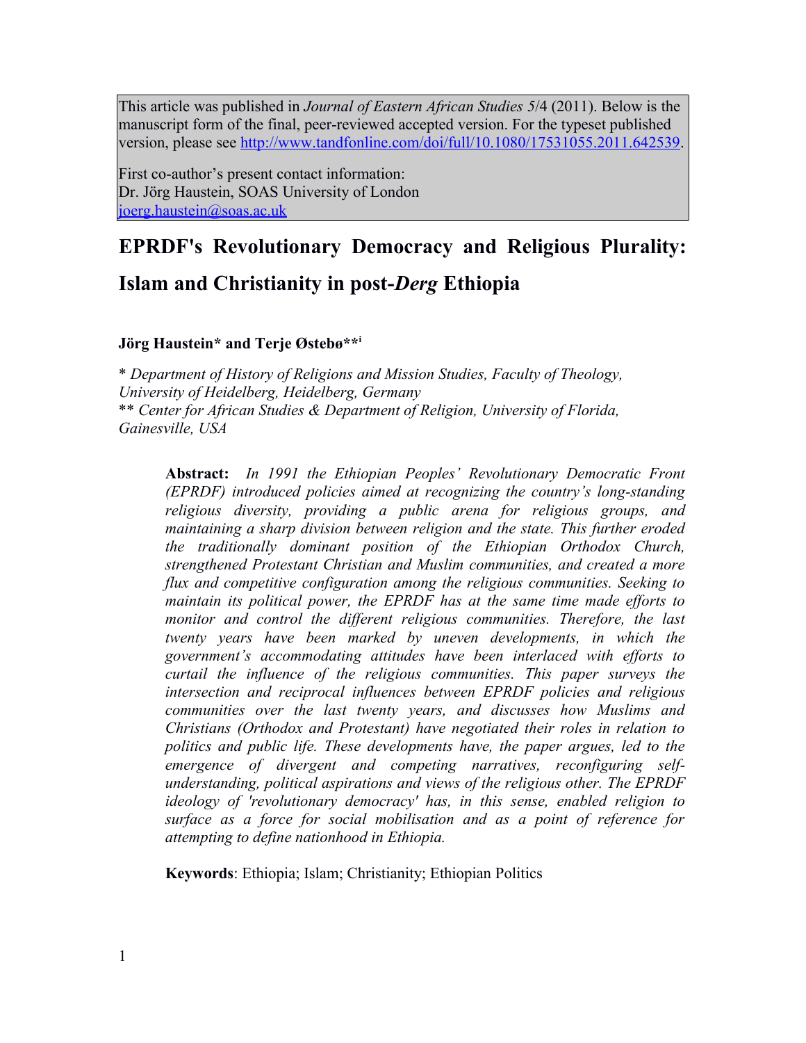This article was published in *Journal of Eastern African Studies* 5/4 (2011). Below is the manuscript form of the final, peer-reviewed accepted version. For the typeset published version, please see http://www.tandfonline.com/doi/full/10.1080/17531055.2011.642539.

First co-author's present contact information:
Dr. Jörg Haustein, SOAS University of London
joerg.haustein@soas.ac.uk

# EPRDF's Revolutionary Democracy and Religious Plurality: Islam and Christianity in post-*Derg* Ethiopia

**Jörg Haustein\* and Terje Østebø\*\*[i]**

\* *Department of History of Religions and Mission Studies, Faculty of Theology, University of Heidelberg, Heidelberg, Germany*
\*\* *Center for African Studies & Department of Religion, University of Florida, Gainesville, USA*

**Abstract:** *In 1991 the Ethiopian Peoples' Revolutionary Democratic Front (EPRDF) introduced policies aimed at recognizing the country's long-standing religious diversity, providing a public arena for religious groups, and maintaining a sharp division between religion and the state. This further eroded the traditionally dominant position of the Ethiopian Orthodox Church, strengthened Protestant Christian and Muslim communities, and created a more flux and competitive configuration among the religious communities. Seeking to maintain its political power, the EPRDF has at the same time made efforts to monitor and control the different religious communities. Therefore, the last twenty years have been marked by uneven developments, in which the government's accommodating attitudes have been interlaced with efforts to curtail the influence of the religious communities. This paper surveys the intersection and reciprocal influences between EPRDF policies and religious communities over the last twenty years, and discusses how Muslims and Christians (Orthodox and Protestant) have negotiated their roles in relation to politics and public life. These developments have, the paper argues, led to the emergence of divergent and competing narratives, reconfiguring self-understanding, political aspirations and views of the religious other. The EPRDF ideology of 'revolutionary democracy' has, in this sense, enabled religion to surface as a force for social mobilisation and as a point of reference for attempting to define nationhood in Ethiopia.*

**Keywords**: Ethiopia; Islam; Christianity; Ethiopian Politics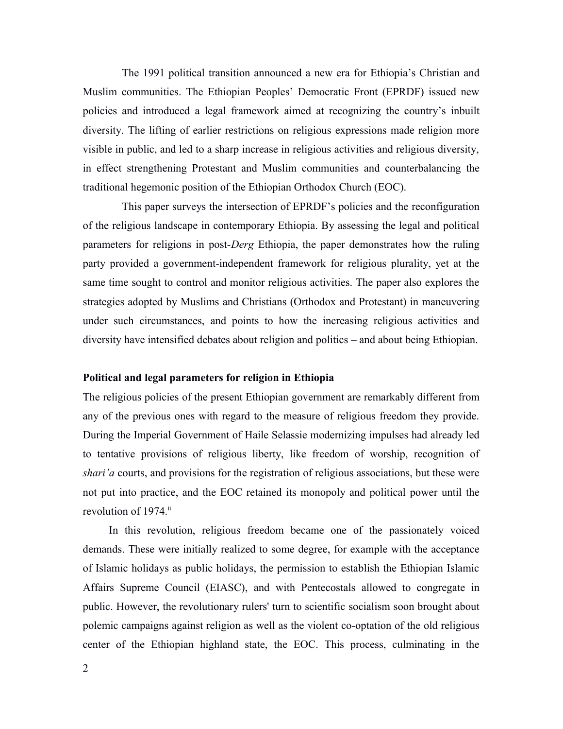The 1991 political transition announced a new era for Ethiopia's Christian and Muslim communities. The Ethiopian Peoples' Democratic Front (EPRDF) issued new policies and introduced a legal framework aimed at recognizing the country's inbuilt diversity. The lifting of earlier restrictions on religious expressions made religion more visible in public, and led to a sharp increase in religious activities and religious diversity, in effect strengthening Protestant and Muslim communities and counterbalancing the traditional hegemonic position of the Ethiopian Orthodox Church (EOC).

This paper surveys the intersection of EPRDF's policies and the reconfiguration of the religious landscape in contemporary Ethiopia. By assessing the legal and political parameters for religions in post-*Derg* Ethiopia, the paper demonstrates how the ruling party provided a government-independent framework for religious plurality, yet at the same time sought to control and monitor religious activities. The paper also explores the strategies adopted by Muslims and Christians (Orthodox and Protestant) in maneuvering under such circumstances, and points to how the increasing religious activities and diversity have intensified debates about religion and politics – and about being Ethiopian.

## Political and legal parameters for religion in Ethiopia

The religious policies of the present Ethiopian government are remarkably different from any of the previous ones with regard to the measure of religious freedom they provide. During the Imperial Government of Haile Selassie modernizing impulses had already led to tentative provisions of religious liberty, like freedom of worship, recognition of *shari'a* courts, and provisions for the registration of religious associations, but these were not put into practice, and the EOC retained its monopoly and political power until the revolution of 1974.[ii]

In this revolution, religious freedom became one of the passionately voiced demands. These were initially realized to some degree, for example with the acceptance of Islamic holidays as public holidays, the permission to establish the Ethiopian Islamic Affairs Supreme Council (EIASC), and with Pentecostals allowed to congregate in public. However, the revolutionary rulers' turn to scientific socialism soon brought about polemic campaigns against religion as well as the violent co-optation of the old religious center of the Ethiopian highland state, the EOC. This process, culminating in the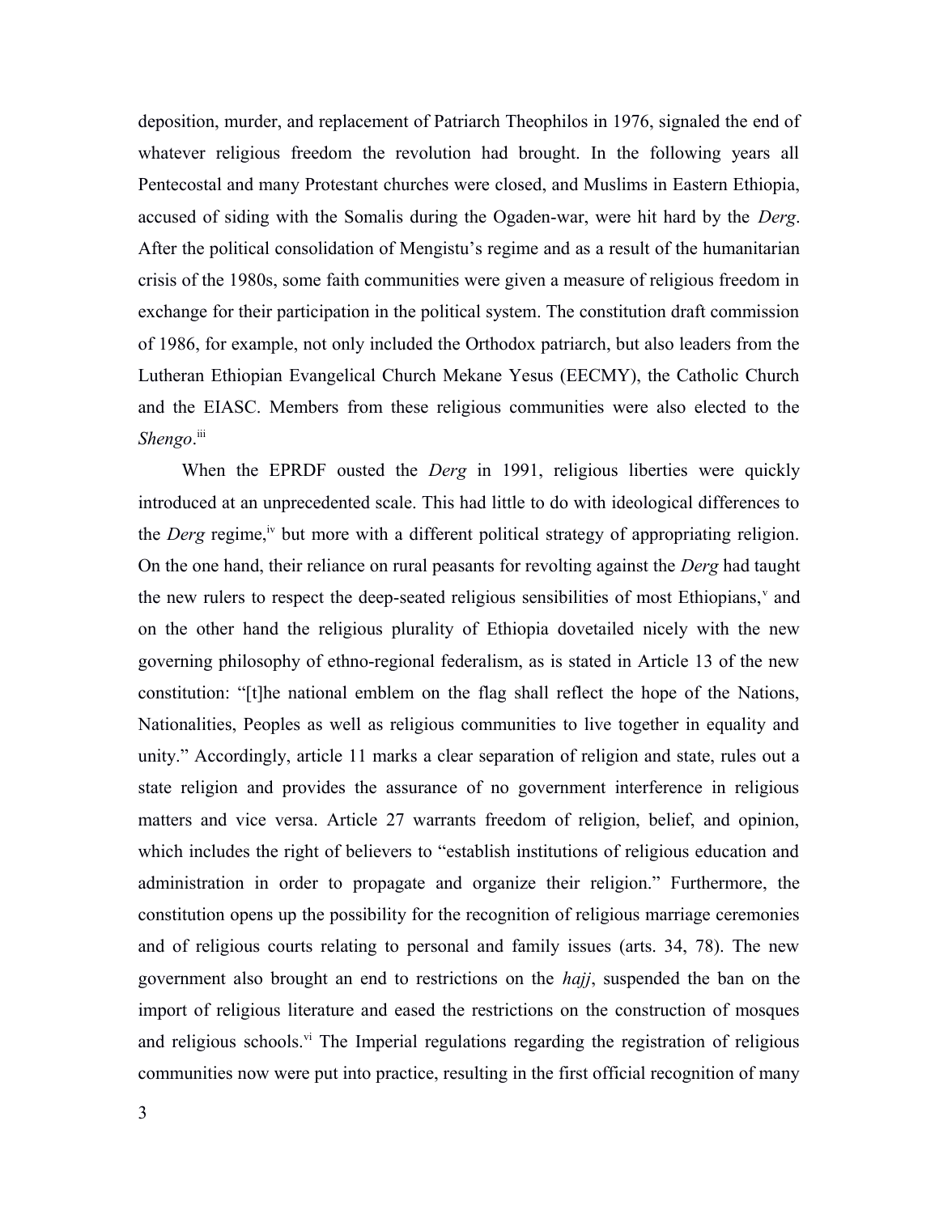deposition, murder, and replacement of Patriarch Theophilos in 1976, signaled the end of whatever religious freedom the revolution had brought. In the following years all Pentecostal and many Protestant churches were closed, and Muslims in Eastern Ethiopia, accused of siding with the Somalis during the Ogaden-war, were hit hard by the *Derg*. After the political consolidation of Mengistu's regime and as a result of the humanitarian crisis of the 1980s, some faith communities were given a measure of religious freedom in exchange for their participation in the political system. The constitution draft commission of 1986, for example, not only included the Orthodox patriarch, but also leaders from the Lutheran Ethiopian Evangelical Church Mekane Yesus (EECMY), the Catholic Church and the EIASC. Members from these religious communities were also elected to the *Shengo*.[iii]

When the EPRDF ousted the *Derg* in 1991, religious liberties were quickly introduced at an unprecedented scale. This had little to do with ideological differences to the *Derg* regime,[iv] but more with a different political strategy of appropriating religion. On the one hand, their reliance on rural peasants for revolting against the *Derg* had taught the new rulers to respect the deep-seated religious sensibilities of most Ethiopians,[v] and on the other hand the religious plurality of Ethiopia dovetailed nicely with the new governing philosophy of ethno-regional federalism, as is stated in Article 13 of the new constitution: "[t]he national emblem on the flag shall reflect the hope of the Nations, Nationalities, Peoples as well as religious communities to live together in equality and unity." Accordingly, article 11 marks a clear separation of religion and state, rules out a state religion and provides the assurance of no government interference in religious matters and vice versa. Article 27 warrants freedom of religion, belief, and opinion, which includes the right of believers to "establish institutions of religious education and administration in order to propagate and organize their religion." Furthermore, the constitution opens up the possibility for the recognition of religious marriage ceremonies and of religious courts relating to personal and family issues (arts. 34, 78). The new government also brought an end to restrictions on the *hajj*, suspended the ban on the import of religious literature and eased the restrictions on the construction of mosques and religious schools.[vi] The Imperial regulations regarding the registration of religious communities now were put into practice, resulting in the first official recognition of many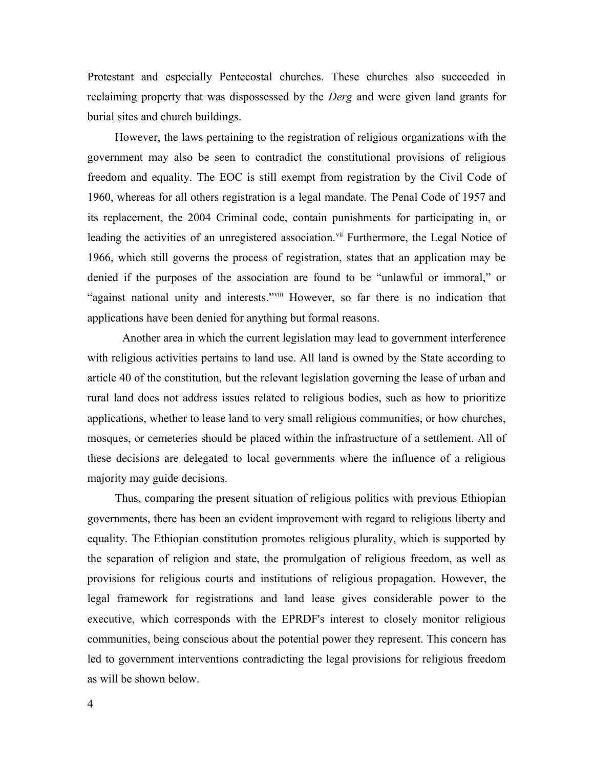Protestant and especially Pentecostal churches. These churches also succeeded in reclaiming property that was dispossessed by the *Derg* and were given land grants for burial sites and church buildings.

However, the laws pertaining to the registration of religious organizations with the government may also be seen to contradict the constitutional provisions of religious freedom and equality. The EOC is still exempt from registration by the Civil Code of 1960, whereas for all others registration is a legal mandate. The Penal Code of 1957 and its replacement, the 2004 Criminal code, contain punishments for participating in, or leading the activities of an unregistered association.[vii] Furthermore, the Legal Notice of 1966, which still governs the process of registration, states that an application may be denied if the purposes of the association are found to be "unlawful or immoral," or "against national unity and interests."[viii] However, so far there is no indication that applications have been denied for anything but formal reasons.

Another area in which the current legislation may lead to government interference with religious activities pertains to land use. All land is owned by the State according to article 40 of the constitution, but the relevant legislation governing the lease of urban and rural land does not address issues related to religious bodies, such as how to prioritize applications, whether to lease land to very small religious communities, or how churches, mosques, or cemeteries should be placed within the infrastructure of a settlement. All of these decisions are delegated to local governments where the influence of a religious majority may guide decisions.

Thus, comparing the present situation of religious politics with previous Ethiopian governments, there has been an evident improvement with regard to religious liberty and equality. The Ethiopian constitution promotes religious plurality, which is supported by the separation of religion and state, the promulgation of religious freedom, as well as provisions for religious courts and institutions of religious propagation. However, the legal framework for registrations and land lease gives considerable power to the executive, which corresponds with the EPRDF's interest to closely monitor religious communities, being conscious about the potential power they represent. This concern has led to government interventions contradicting the legal provisions for religious freedom as will be shown below.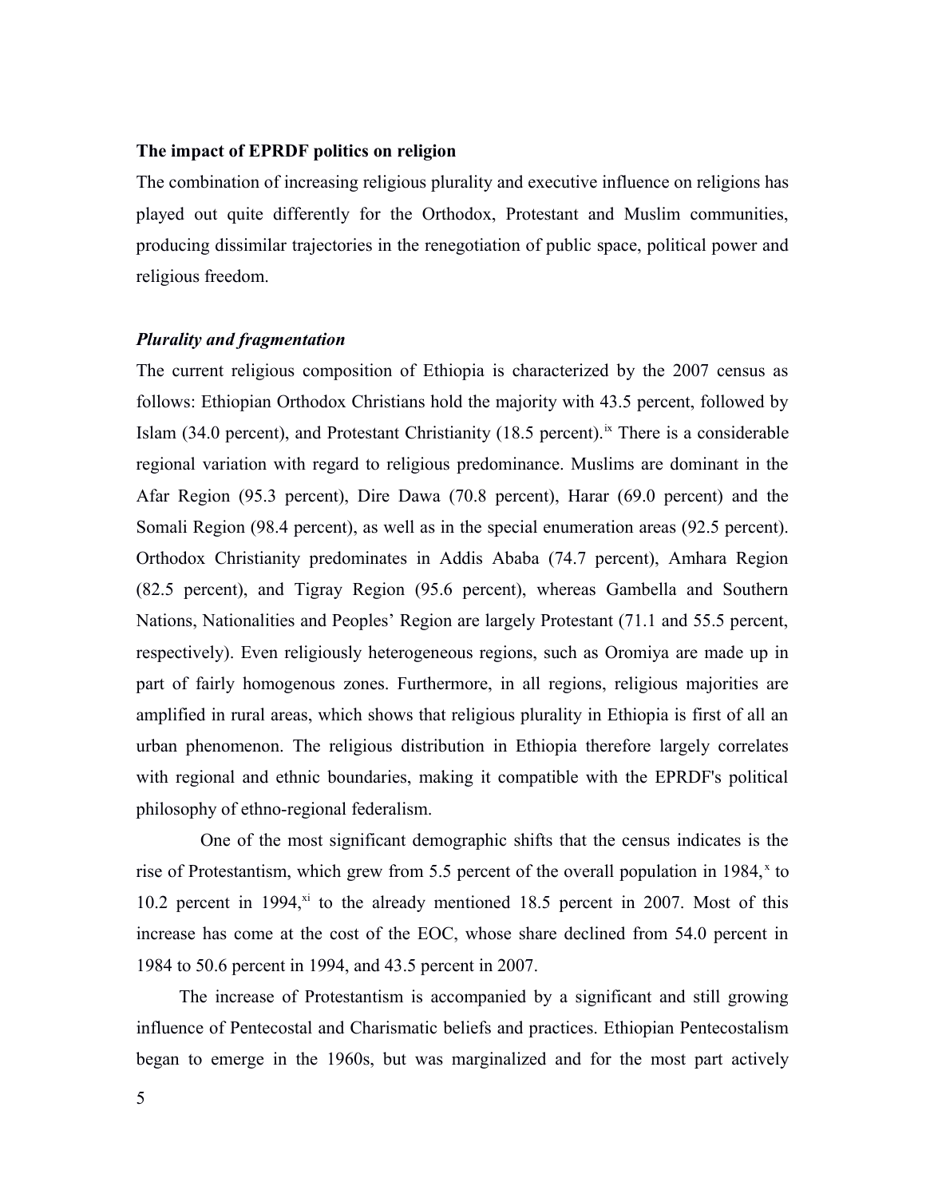**The impact of EPRDF politics on religion**

The combination of increasing religious plurality and executive influence on religions has played out quite differently for the Orthodox, Protestant and Muslim communities, producing dissimilar trajectories in the renegotiation of public space, political power and religious freedom.

***Plurality and fragmentation***

The current religious composition of Ethiopia is characterized by the 2007 census as follows: Ethiopian Orthodox Christians hold the majority with 43.5 percent, followed by Islam (34.0 percent), and Protestant Christianity (18.5 percent).[ix] There is a considerable regional variation with regard to religious predominance. Muslims are dominant in the Afar Region (95.3 percent), Dire Dawa (70.8 percent), Harar (69.0 percent) and the Somali Region (98.4 percent), as well as in the special enumeration areas (92.5 percent). Orthodox Christianity predominates in Addis Ababa (74.7 percent), Amhara Region (82.5 percent), and Tigray Region (95.6 percent), whereas Gambella and Southern Nations, Nationalities and Peoples' Region are largely Protestant (71.1 and 55.5 percent, respectively). Even religiously heterogeneous regions, such as Oromiya are made up in part of fairly homogenous zones. Furthermore, in all regions, religious majorities are amplified in rural areas, which shows that religious plurality in Ethiopia is first of all an urban phenomenon. The religious distribution in Ethiopia therefore largely correlates with regional and ethnic boundaries, making it compatible with the EPRDF's political philosophy of ethno-regional federalism.

One of the most significant demographic shifts that the census indicates is the rise of Protestantism, which grew from 5.5 percent of the overall population in 1984,[x] to 10.2 percent in 1994,[xi] to the already mentioned 18.5 percent in 2007. Most of this increase has come at the cost of the EOC, whose share declined from 54.0 percent in 1984 to 50.6 percent in 1994, and 43.5 percent in 2007.

The increase of Protestantism is accompanied by a significant and still growing influence of Pentecostal and Charismatic beliefs and practices. Ethiopian Pentecostalism began to emerge in the 1960s, but was marginalized and for the most part actively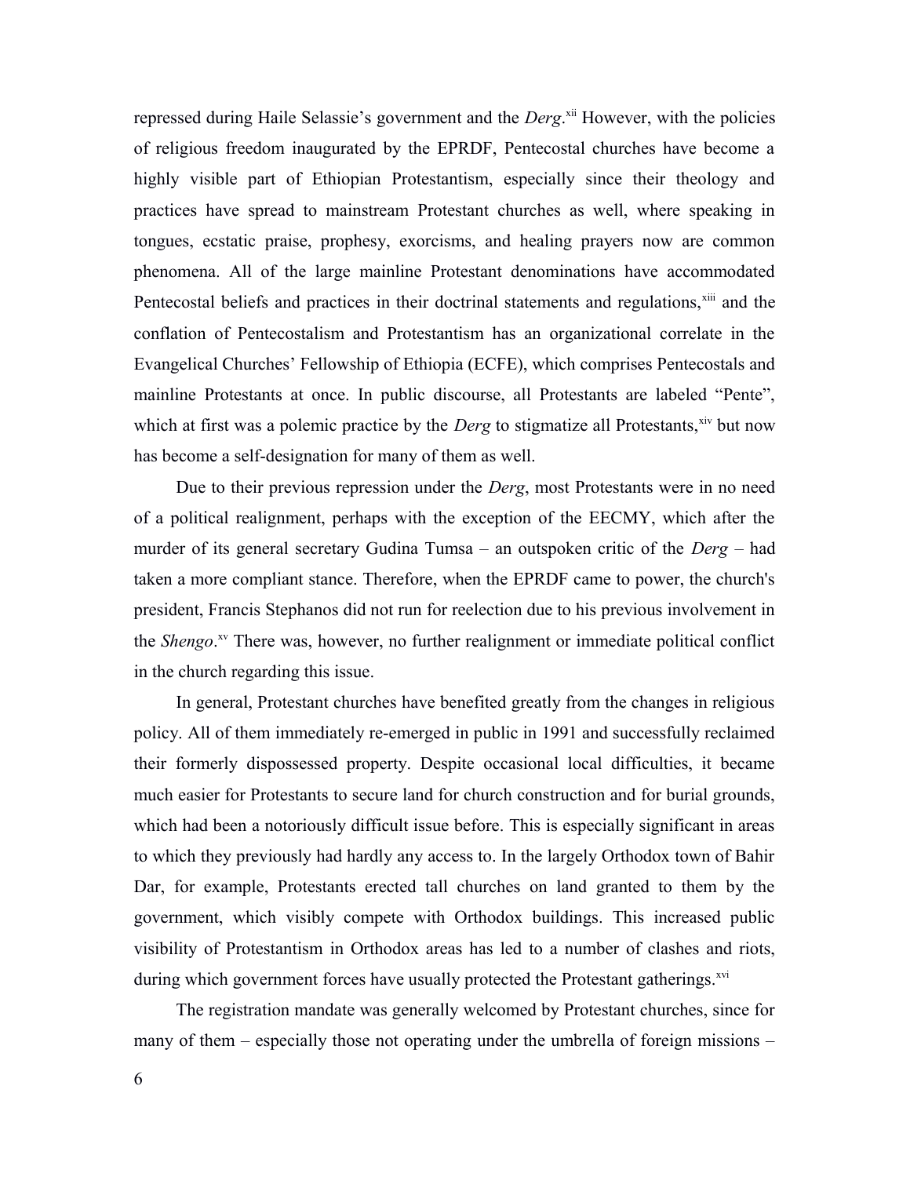repressed during Haile Selassie's government and the *Derg*.[xii] However, with the policies of religious freedom inaugurated by the EPRDF, Pentecostal churches have become a highly visible part of Ethiopian Protestantism, especially since their theology and practices have spread to mainstream Protestant churches as well, where speaking in tongues, ecstatic praise, prophesy, exorcisms, and healing prayers now are common phenomena. All of the large mainline Protestant denominations have accommodated Pentecostal beliefs and practices in their doctrinal statements and regulations,[xiii] and the conflation of Pentecostalism and Protestantism has an organizational correlate in the Evangelical Churches' Fellowship of Ethiopia (ECFE), which comprises Pentecostals and mainline Protestants at once. In public discourse, all Protestants are labeled "Pente", which at first was a polemic practice by the *Derg* to stigmatize all Protestants,[xiv] but now has become a self-designation for many of them as well.

Due to their previous repression under the *Derg*, most Protestants were in no need of a political realignment, perhaps with the exception of the EECMY, which after the murder of its general secretary Gudina Tumsa – an outspoken critic of the *Derg* – had taken a more compliant stance. Therefore, when the EPRDF came to power, the church's president, Francis Stephanos did not run for reelection due to his previous involvement in the *Shengo*.[xv] There was, however, no further realignment or immediate political conflict in the church regarding this issue.

In general, Protestant churches have benefited greatly from the changes in religious policy. All of them immediately re-emerged in public in 1991 and successfully reclaimed their formerly dispossessed property. Despite occasional local difficulties, it became much easier for Protestants to secure land for church construction and for burial grounds, which had been a notoriously difficult issue before. This is especially significant in areas to which they previously had hardly any access to. In the largely Orthodox town of Bahir Dar, for example, Protestants erected tall churches on land granted to them by the government, which visibly compete with Orthodox buildings. This increased public visibility of Protestantism in Orthodox areas has led to a number of clashes and riots, during which government forces have usually protected the Protestant gatherings.[xvi]

The registration mandate was generally welcomed by Protestant churches, since for many of them – especially those not operating under the umbrella of foreign missions –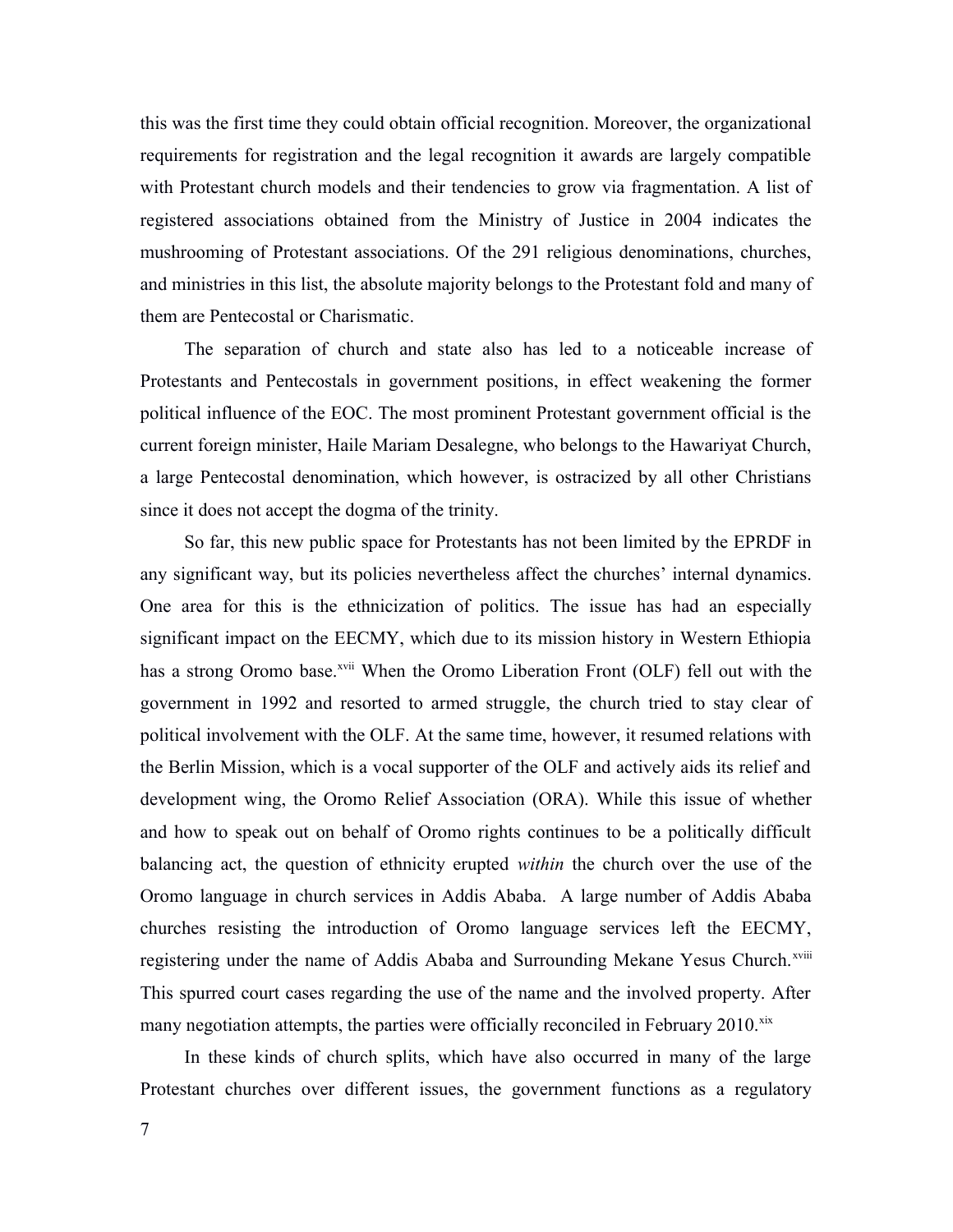this was the first time they could obtain official recognition. Moreover, the organizational requirements for registration and the legal recognition it awards are largely compatible with Protestant church models and their tendencies to grow via fragmentation. A list of registered associations obtained from the Ministry of Justice in 2004 indicates the mushrooming of Protestant associations. Of the 291 religious denominations, churches, and ministries in this list, the absolute majority belongs to the Protestant fold and many of them are Pentecostal or Charismatic.

The separation of church and state also has led to a noticeable increase of Protestants and Pentecostals in government positions, in effect weakening the former political influence of the EOC. The most prominent Protestant government official is the current foreign minister, Haile Mariam Desalegne, who belongs to the Hawariyat Church, a large Pentecostal denomination, which however, is ostracized by all other Christians since it does not accept the dogma of the trinity.

So far, this new public space for Protestants has not been limited by the EPRDF in any significant way, but its policies nevertheless affect the churches' internal dynamics. One area for this is the ethnicization of politics. The issue has had an especially significant impact on the EECMY, which due to its mission history in Western Ethiopia has a strong Oromo base.[xvii] When the Oromo Liberation Front (OLF) fell out with the government in 1992 and resorted to armed struggle, the church tried to stay clear of political involvement with the OLF. At the same time, however, it resumed relations with the Berlin Mission, which is a vocal supporter of the OLF and actively aids its relief and development wing, the Oromo Relief Association (ORA). While this issue of whether and how to speak out on behalf of Oromo rights continues to be a politically difficult balancing act, the question of ethnicity erupted *within* the church over the use of the Oromo language in church services in Addis Ababa. A large number of Addis Ababa churches resisting the introduction of Oromo language services left the EECMY, registering under the name of Addis Ababa and Surrounding Mekane Yesus Church.[xviii] This spurred court cases regarding the use of the name and the involved property. After many negotiation attempts, the parties were officially reconciled in February 2010.[xix]

In these kinds of church splits, which have also occurred in many of the large Protestant churches over different issues, the government functions as a regulatory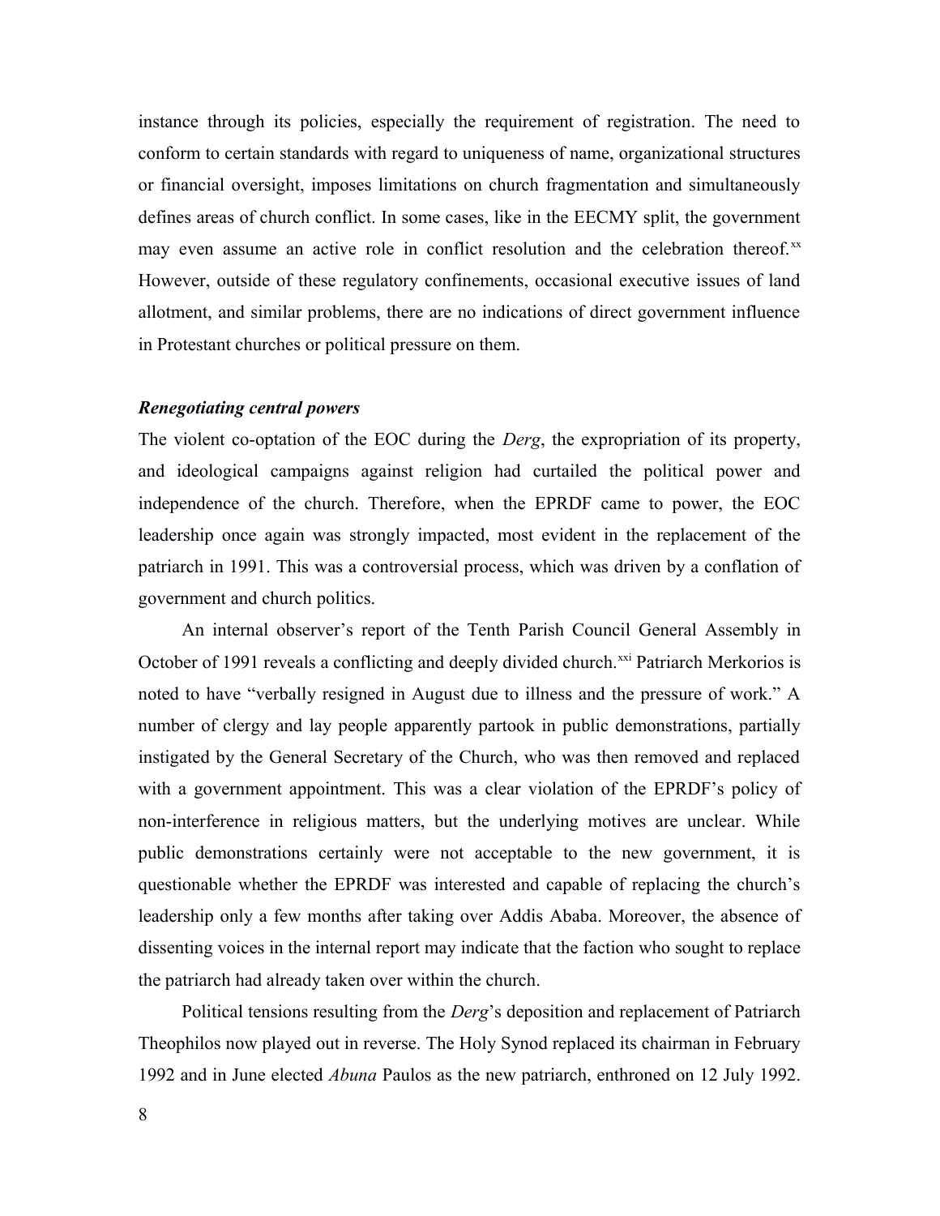instance through its policies, especially the requirement of registration. The need to conform to certain standards with regard to uniqueness of name, organizational structures or financial oversight, imposes limitations on church fragmentation and simultaneously defines areas of church conflict. In some cases, like in the EECMY split, the government may even assume an active role in conflict resolution and the celebration thereof.[xx] However, outside of these regulatory confinements, occasional executive issues of land allotment, and similar problems, there are no indications of direct government influence in Protestant churches or political pressure on them.

### *Renegotiating central powers*

The violent co-optation of the EOC during the *Derg*, the expropriation of its property, and ideological campaigns against religion had curtailed the political power and independence of the church. Therefore, when the EPRDF came to power, the EOC leadership once again was strongly impacted, most evident in the replacement of the patriarch in 1991. This was a controversial process, which was driven by a conflation of government and church politics.

An internal observer's report of the Tenth Parish Council General Assembly in October of 1991 reveals a conflicting and deeply divided church.[xxi] Patriarch Merkorios is noted to have "verbally resigned in August due to illness and the pressure of work." A number of clergy and lay people apparently partook in public demonstrations, partially instigated by the General Secretary of the Church, who was then removed and replaced with a government appointment. This was a clear violation of the EPRDF's policy of non-interference in religious matters, but the underlying motives are unclear. While public demonstrations certainly were not acceptable to the new government, it is questionable whether the EPRDF was interested and capable of replacing the church's leadership only a few months after taking over Addis Ababa. Moreover, the absence of dissenting voices in the internal report may indicate that the faction who sought to replace the patriarch had already taken over within the church.

Political tensions resulting from the *Derg*'s deposition and replacement of Patriarch Theophilos now played out in reverse. The Holy Synod replaced its chairman in February 1992 and in June elected *Abuna* Paulos as the new patriarch, enthroned on 12 July 1992.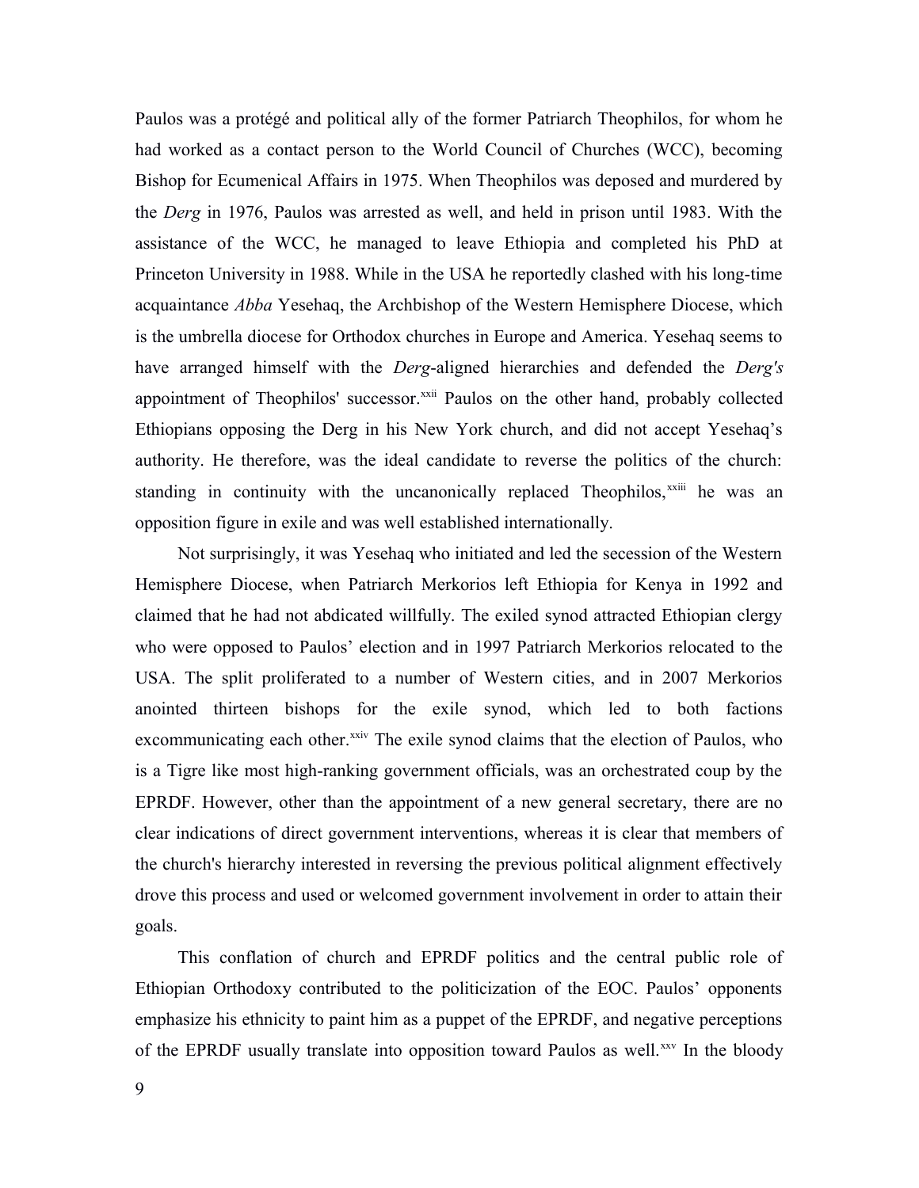Paulos was a protégé and political ally of the former Patriarch Theophilos, for whom he had worked as a contact person to the World Council of Churches (WCC), becoming Bishop for Ecumenical Affairs in 1975. When Theophilos was deposed and murdered by the *Derg* in 1976, Paulos was arrested as well, and held in prison until 1983. With the assistance of the WCC, he managed to leave Ethiopia and completed his PhD at Princeton University in 1988. While in the USA he reportedly clashed with his long-time acquaintance *Abba* Yesehaq, the Archbishop of the Western Hemisphere Diocese, which is the umbrella diocese for Orthodox churches in Europe and America. Yesehaq seems to have arranged himself with the *Derg*-aligned hierarchies and defended the *Derg's* appointment of Theophilos' successor.[xxii] Paulos on the other hand, probably collected Ethiopians opposing the Derg in his New York church, and did not accept Yesehaq's authority. He therefore, was the ideal candidate to reverse the politics of the church: standing in continuity with the uncanonically replaced Theophilos,[xxiii] he was an opposition figure in exile and was well established internationally.

Not surprisingly, it was Yesehaq who initiated and led the secession of the Western Hemisphere Diocese, when Patriarch Merkorios left Ethiopia for Kenya in 1992 and claimed that he had not abdicated willfully. The exiled synod attracted Ethiopian clergy who were opposed to Paulos' election and in 1997 Patriarch Merkorios relocated to the USA. The split proliferated to a number of Western cities, and in 2007 Merkorios anointed thirteen bishops for the exile synod, which led to both factions excommunicating each other.[xxiv] The exile synod claims that the election of Paulos, who is a Tigre like most high-ranking government officials, was an orchestrated coup by the EPRDF. However, other than the appointment of a new general secretary, there are no clear indications of direct government interventions, whereas it is clear that members of the church's hierarchy interested in reversing the previous political alignment effectively drove this process and used or welcomed government involvement in order to attain their goals.

This conflation of church and EPRDF politics and the central public role of Ethiopian Orthodoxy contributed to the politicization of the EOC. Paulos' opponents emphasize his ethnicity to paint him as a puppet of the EPRDF, and negative perceptions of the EPRDF usually translate into opposition toward Paulos as well.[xxv] In the bloody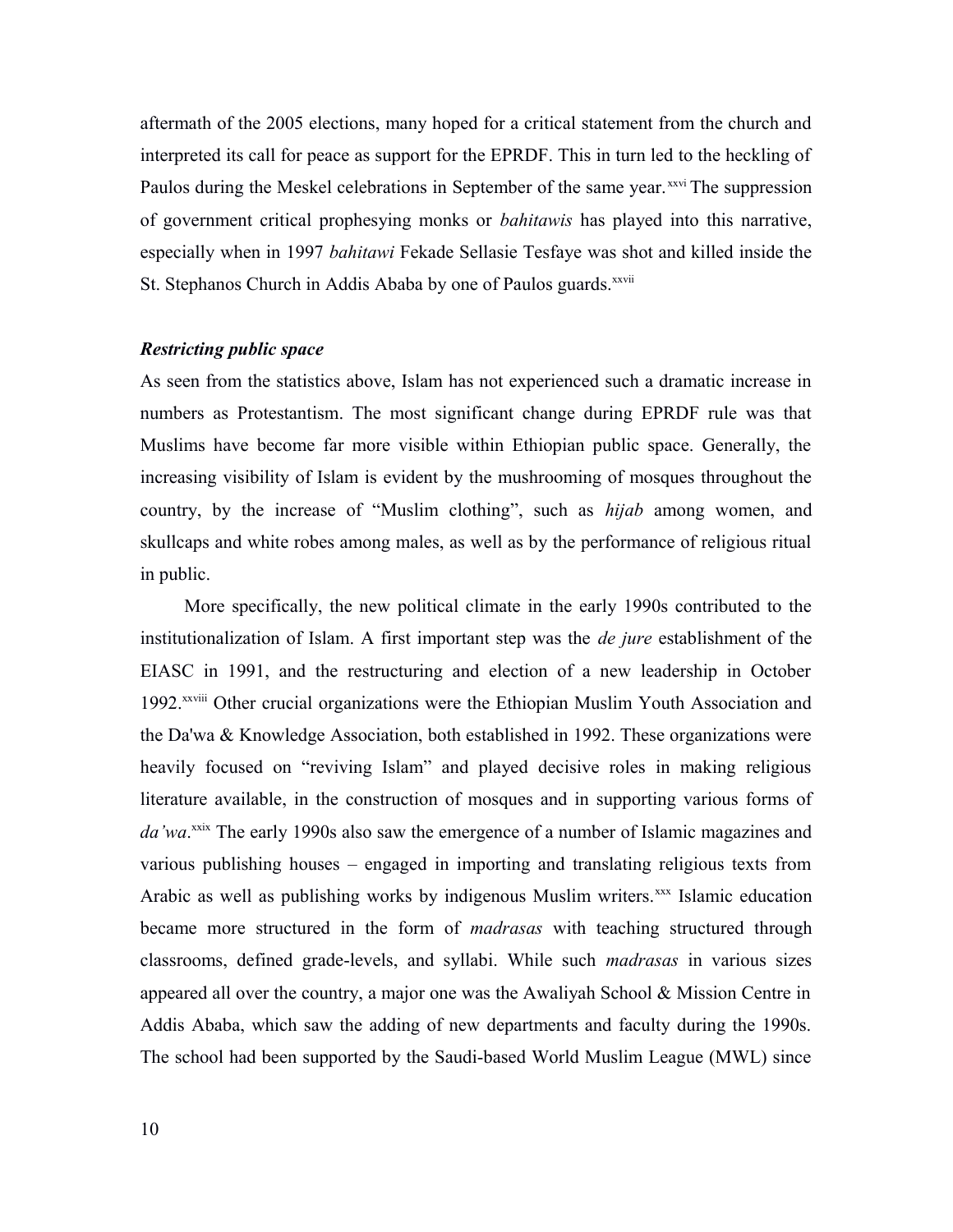aftermath of the 2005 elections, many hoped for a critical statement from the church and interpreted its call for peace as support for the EPRDF. This in turn led to the heckling of Paulos during the Meskel celebrations in September of the same year.[xxvi] The suppression of government critical prophesying monks or *bahitawis* has played into this narrative, especially when in 1997 *bahitawi* Fekade Sellasie Tesfaye was shot and killed inside the St. Stephanos Church in Addis Ababa by one of Paulos guards.[xxvii]

### *Restricting public space*

As seen from the statistics above, Islam has not experienced such a dramatic increase in numbers as Protestantism. The most significant change during EPRDF rule was that Muslims have become far more visible within Ethiopian public space. Generally, the increasing visibility of Islam is evident by the mushrooming of mosques throughout the country, by the increase of "Muslim clothing", such as *hijab* among women, and skullcaps and white robes among males, as well as by the performance of religious ritual in public.

More specifically, the new political climate in the early 1990s contributed to the institutionalization of Islam. A first important step was the *de jure* establishment of the EIASC in 1991, and the restructuring and election of a new leadership in October 1992.[xxviii] Other crucial organizations were the Ethiopian Muslim Youth Association and the Da'wa & Knowledge Association, both established in 1992. These organizations were heavily focused on "reviving Islam" and played decisive roles in making religious literature available, in the construction of mosques and in supporting various forms of *da'wa*.[xxix] The early 1990s also saw the emergence of a number of Islamic magazines and various publishing houses – engaged in importing and translating religious texts from Arabic as well as publishing works by indigenous Muslim writers.[xxx] Islamic education became more structured in the form of *madrasas* with teaching structured through classrooms, defined grade-levels, and syllabi. While such *madrasas* in various sizes appeared all over the country, a major one was the Awaliyah School & Mission Centre in Addis Ababa, which saw the adding of new departments and faculty during the 1990s. The school had been supported by the Saudi-based World Muslim League (MWL) since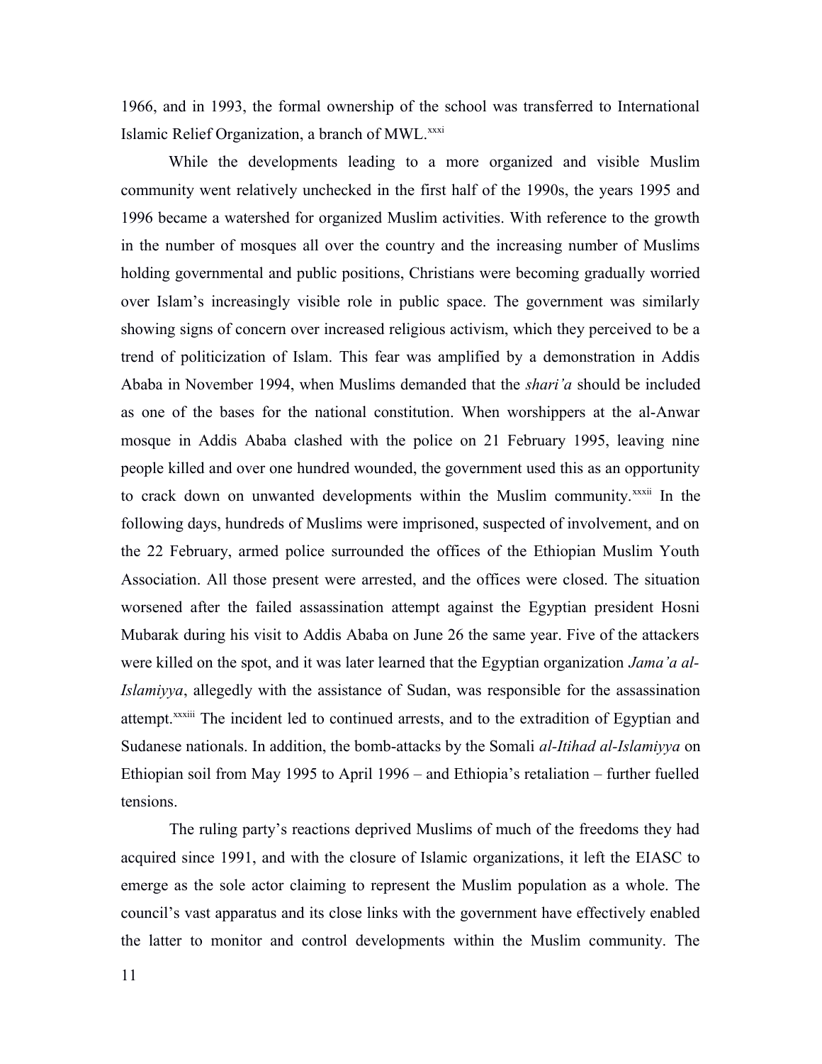1966, and in 1993, the formal ownership of the school was transferred to International Islamic Relief Organization, a branch of MWL.[xxxi]

While the developments leading to a more organized and visible Muslim community went relatively unchecked in the first half of the 1990s, the years 1995 and 1996 became a watershed for organized Muslim activities. With reference to the growth in the number of mosques all over the country and the increasing number of Muslims holding governmental and public positions, Christians were becoming gradually worried over Islam's increasingly visible role in public space. The government was similarly showing signs of concern over increased religious activism, which they perceived to be a trend of politicization of Islam. This fear was amplified by a demonstration in Addis Ababa in November 1994, when Muslims demanded that the *shari'a* should be included as one of the bases for the national constitution. When worshippers at the al-Anwar mosque in Addis Ababa clashed with the police on 21 February 1995, leaving nine people killed and over one hundred wounded, the government used this as an opportunity to crack down on unwanted developments within the Muslim community.[xxxii] In the following days, hundreds of Muslims were imprisoned, suspected of involvement, and on the 22 February, armed police surrounded the offices of the Ethiopian Muslim Youth Association. All those present were arrested, and the offices were closed. The situation worsened after the failed assassination attempt against the Egyptian president Hosni Mubarak during his visit to Addis Ababa on June 26 the same year. Five of the attackers were killed on the spot, and it was later learned that the Egyptian organization *Jama'a al-Islamiyya*, allegedly with the assistance of Sudan, was responsible for the assassination attempt.[xxxiii] The incident led to continued arrests, and to the extradition of Egyptian and Sudanese nationals. In addition, the bomb-attacks by the Somali *al-Itihad al-Islamiyya* on Ethiopian soil from May 1995 to April 1996 – and Ethiopia's retaliation – further fuelled tensions.

The ruling party's reactions deprived Muslims of much of the freedoms they had acquired since 1991, and with the closure of Islamic organizations, it left the EIASC to emerge as the sole actor claiming to represent the Muslim population as a whole. The council's vast apparatus and its close links with the government have effectively enabled the latter to monitor and control developments within the Muslim community. The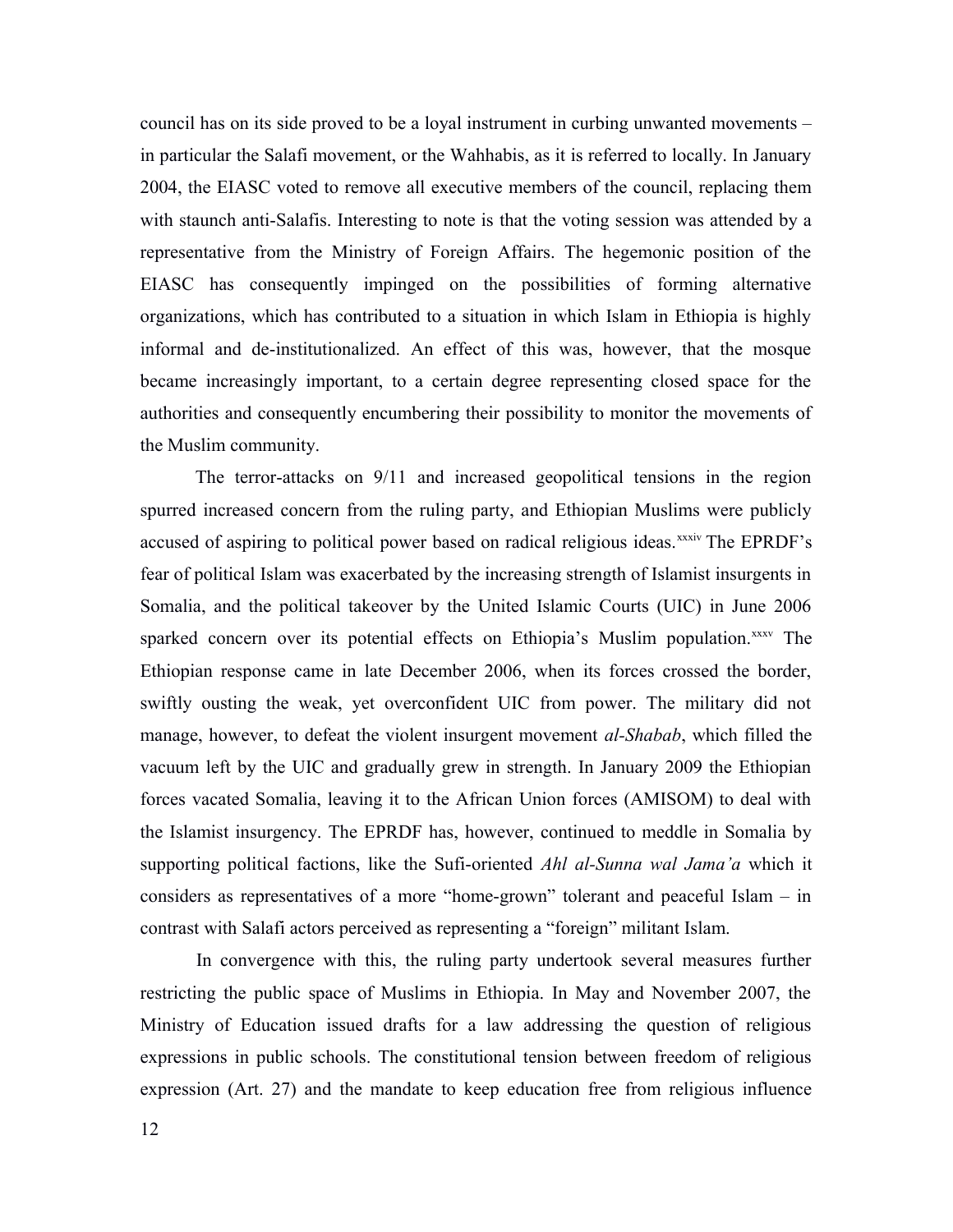council has on its side proved to be a loyal instrument in curbing unwanted movements – in particular the Salafi movement, or the Wahhabis, as it is referred to locally. In January 2004, the EIASC voted to remove all executive members of the council, replacing them with staunch anti-Salafis. Interesting to note is that the voting session was attended by a representative from the Ministry of Foreign Affairs. The hegemonic position of the EIASC has consequently impinged on the possibilities of forming alternative organizations, which has contributed to a situation in which Islam in Ethiopia is highly informal and de-institutionalized. An effect of this was, however, that the mosque became increasingly important, to a certain degree representing closed space for the authorities and consequently encumbering their possibility to monitor the movements of the Muslim community.

The terror-attacks on 9/11 and increased geopolitical tensions in the region spurred increased concern from the ruling party, and Ethiopian Muslims were publicly accused of aspiring to political power based on radical religious ideas.[xxxiv] The EPRDF's fear of political Islam was exacerbated by the increasing strength of Islamist insurgents in Somalia, and the political takeover by the United Islamic Courts (UIC) in June 2006 sparked concern over its potential effects on Ethiopia's Muslim population.[xxxv] The Ethiopian response came in late December 2006, when its forces crossed the border, swiftly ousting the weak, yet overconfident UIC from power. The military did not manage, however, to defeat the violent insurgent movement *al-Shabab*, which filled the vacuum left by the UIC and gradually grew in strength. In January 2009 the Ethiopian forces vacated Somalia, leaving it to the African Union forces (AMISOM) to deal with the Islamist insurgency. The EPRDF has, however, continued to meddle in Somalia by supporting political factions, like the Sufi-oriented *Ahl al-Sunna wal Jama'a* which it considers as representatives of a more "home-grown" tolerant and peaceful Islam – in contrast with Salafi actors perceived as representing a "foreign" militant Islam.

In convergence with this, the ruling party undertook several measures further restricting the public space of Muslims in Ethiopia. In May and November 2007, the Ministry of Education issued drafts for a law addressing the question of religious expressions in public schools. The constitutional tension between freedom of religious expression (Art. 27) and the mandate to keep education free from religious influence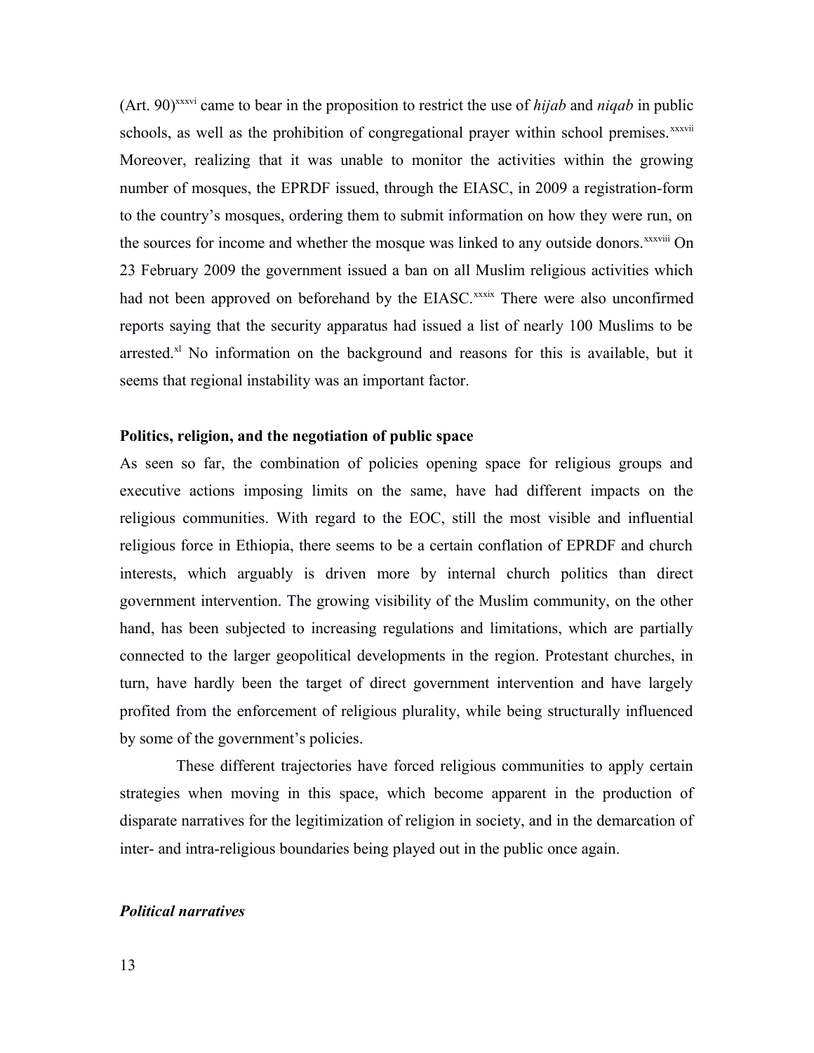(Art. 90)[xxxvi] came to bear in the proposition to restrict the use of *hijab* and *niqab* in public schools, as well as the prohibition of congregational prayer within school premises.[xxxvii] Moreover, realizing that it was unable to monitor the activities within the growing number of mosques, the EPRDF issued, through the EIASC, in 2009 a registration-form to the country's mosques, ordering them to submit information on how they were run, on the sources for income and whether the mosque was linked to any outside donors.[xxxviii] On 23 February 2009 the government issued a ban on all Muslim religious activities which had not been approved on beforehand by the EIASC.[xxxix] There were also unconfirmed reports saying that the security apparatus had issued a list of nearly 100 Muslims to be arrested.[xl] No information on the background and reasons for this is available, but it seems that regional instability was an important factor.

**Politics, religion, and the negotiation of public space**

As seen so far, the combination of policies opening space for religious groups and executive actions imposing limits on the same, have had different impacts on the religious communities. With regard to the EOC, still the most visible and influential religious force in Ethiopia, there seems to be a certain conflation of EPRDF and church interests, which arguably is driven more by internal church politics than direct government intervention. The growing visibility of the Muslim community, on the other hand, has been subjected to increasing regulations and limitations, which are partially connected to the larger geopolitical developments in the region. Protestant churches, in turn, have hardly been the target of direct government intervention and have largely profited from the enforcement of religious plurality, while being structurally influenced by some of the government's policies.

These different trajectories have forced religious communities to apply certain strategies when moving in this space, which become apparent in the production of disparate narratives for the legitimization of religion in society, and in the demarcation of inter- and intra-religious boundaries being played out in the public once again.

***Political narratives***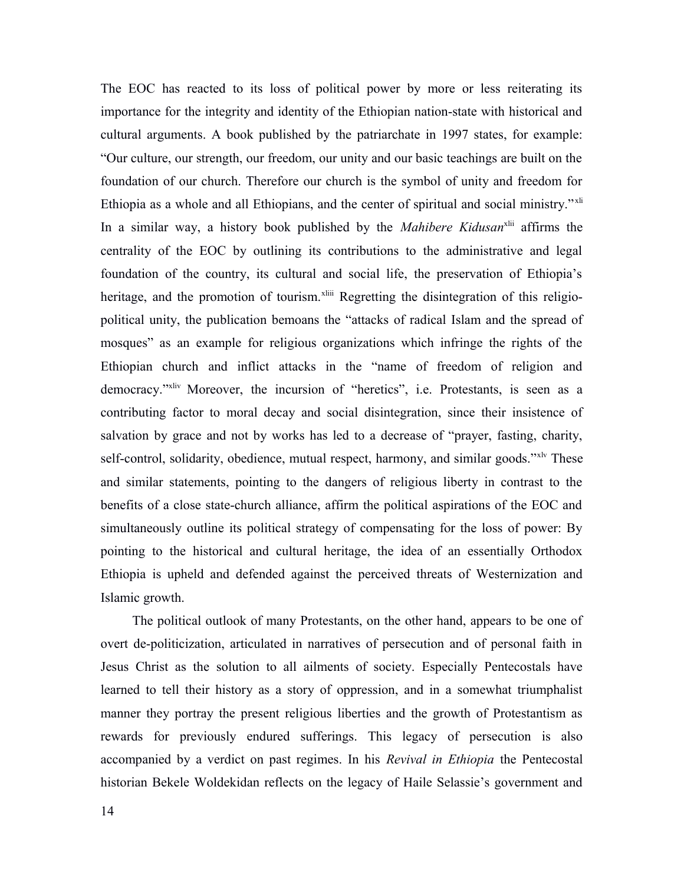The EOC has reacted to its loss of political power by more or less reiterating its importance for the integrity and identity of the Ethiopian nation-state with historical and cultural arguments. A book published by the patriarchate in 1997 states, for example: "Our culture, our strength, our freedom, our unity and our basic teachings are built on the foundation of our church. Therefore our church is the symbol of unity and freedom for Ethiopia as a whole and all Ethiopians, and the center of spiritual and social ministry."[xli] In a similar way, a history book published by the *Mahibere Kidusan*[xlii] affirms the centrality of the EOC by outlining its contributions to the administrative and legal foundation of the country, its cultural and social life, the preservation of Ethiopia's heritage, and the promotion of tourism.[xliii] Regretting the disintegration of this religio-political unity, the publication bemoans the "attacks of radical Islam and the spread of mosques" as an example for religious organizations which infringe the rights of the Ethiopian church and inflict attacks in the "name of freedom of religion and democracy."[xliv] Moreover, the incursion of "heretics", i.e. Protestants, is seen as a contributing factor to moral decay and social disintegration, since their insistence of salvation by grace and not by works has led to a decrease of "prayer, fasting, charity, self-control, solidarity, obedience, mutual respect, harmony, and similar goods."[xlv] These and similar statements, pointing to the dangers of religious liberty in contrast to the benefits of a close state-church alliance, affirm the political aspirations of the EOC and simultaneously outline its political strategy of compensating for the loss of power: By pointing to the historical and cultural heritage, the idea of an essentially Orthodox Ethiopia is upheld and defended against the perceived threats of Westernization and Islamic growth.

The political outlook of many Protestants, on the other hand, appears to be one of overt de-politicization, articulated in narratives of persecution and of personal faith in Jesus Christ as the solution to all ailments of society. Especially Pentecostals have learned to tell their history as a story of oppression, and in a somewhat triumphalist manner they portray the present religious liberties and the growth of Protestantism as rewards for previously endured sufferings. This legacy of persecution is also accompanied by a verdict on past regimes. In his *Revival in Ethiopia* the Pentecostal historian Bekele Woldekidan reflects on the legacy of Haile Selassie's government and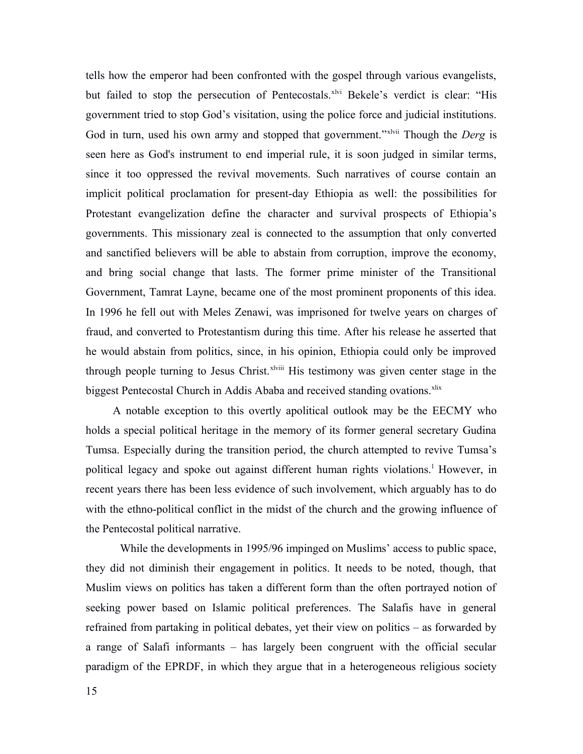tells how the emperor had been confronted with the gospel through various evangelists, but failed to stop the persecution of Pentecostals.[xlvi] Bekele's verdict is clear: "His government tried to stop God's visitation, using the police force and judicial institutions. God in turn, used his own army and stopped that government."[xlvii] Though the *Derg* is seen here as God's instrument to end imperial rule, it is soon judged in similar terms, since it too oppressed the revival movements. Such narratives of course contain an implicit political proclamation for present-day Ethiopia as well: the possibilities for Protestant evangelization define the character and survival prospects of Ethiopia's governments. This missionary zeal is connected to the assumption that only converted and sanctified believers will be able to abstain from corruption, improve the economy, and bring social change that lasts. The former prime minister of the Transitional Government, Tamrat Layne, became one of the most prominent proponents of this idea. In 1996 he fell out with Meles Zenawi, was imprisoned for twelve years on charges of fraud, and converted to Protestantism during this time. After his release he asserted that he would abstain from politics, since, in his opinion, Ethiopia could only be improved through people turning to Jesus Christ.[xlviii] His testimony was given center stage in the biggest Pentecostal Church in Addis Ababa and received standing ovations.[xlix]

A notable exception to this overtly apolitical outlook may be the EECMY who holds a special political heritage in the memory of its former general secretary Gudina Tumsa. Especially during the transition period, the church attempted to revive Tumsa's political legacy and spoke out against different human rights violations.[l] However, in recent years there has been less evidence of such involvement, which arguably has to do with the ethno-political conflict in the midst of the church and the growing influence of the Pentecostal political narrative.

While the developments in 1995/96 impinged on Muslims' access to public space, they did not diminish their engagement in politics. It needs to be noted, though, that Muslim views on politics has taken a different form than the often portrayed notion of seeking power based on Islamic political preferences. The Salafis have in general refrained from partaking in political debates, yet their view on politics – as forwarded by a range of Salafi informants – has largely been congruent with the official secular paradigm of the EPRDF, in which they argue that in a heterogeneous religious society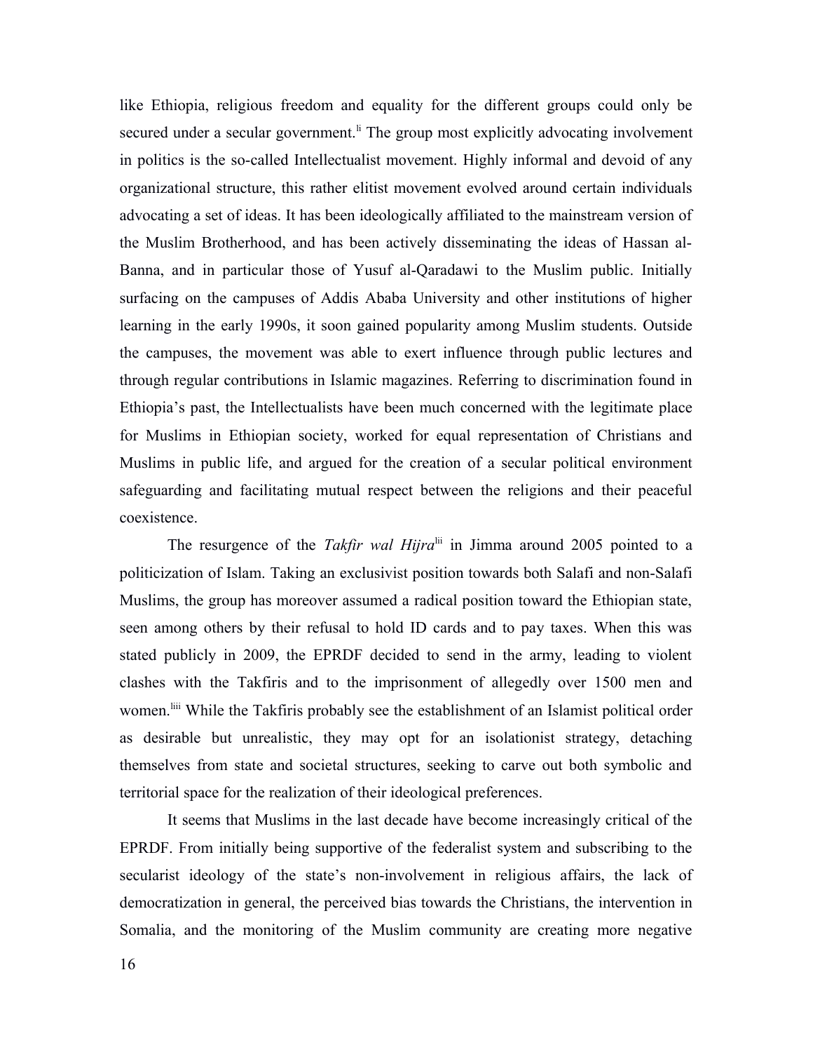like Ethiopia, religious freedom and equality for the different groups could only be secured under a secular government.[li] The group most explicitly advocating involvement in politics is the so-called Intellectualist movement. Highly informal and devoid of any organizational structure, this rather elitist movement evolved around certain individuals advocating a set of ideas. It has been ideologically affiliated to the mainstream version of the Muslim Brotherhood, and has been actively disseminating the ideas of Hassan al-Banna, and in particular those of Yusuf al-Qaradawi to the Muslim public. Initially surfacing on the campuses of Addis Ababa University and other institutions of higher learning in the early 1990s, it soon gained popularity among Muslim students. Outside the campuses, the movement was able to exert influence through public lectures and through regular contributions in Islamic magazines. Referring to discrimination found in Ethiopia's past, the Intellectualists have been much concerned with the legitimate place for Muslims in Ethiopian society, worked for equal representation of Christians and Muslims in public life, and argued for the creation of a secular political environment safeguarding and facilitating mutual respect between the religions and their peaceful coexistence.

The resurgence of the *Takfir wal Hijra*[lii] in Jimma around 2005 pointed to a politicization of Islam. Taking an exclusivist position towards both Salafi and non-Salafi Muslims, the group has moreover assumed a radical position toward the Ethiopian state, seen among others by their refusal to hold ID cards and to pay taxes. When this was stated publicly in 2009, the EPRDF decided to send in the army, leading to violent clashes with the Takfiris and to the imprisonment of allegedly over 1500 men and women.[liii] While the Takfiris probably see the establishment of an Islamist political order as desirable but unrealistic, they may opt for an isolationist strategy, detaching themselves from state and societal structures, seeking to carve out both symbolic and territorial space for the realization of their ideological preferences.

It seems that Muslims in the last decade have become increasingly critical of the EPRDF. From initially being supportive of the federalist system and subscribing to the secularist ideology of the state's non-involvement in religious affairs, the lack of democratization in general, the perceived bias towards the Christians, the intervention in Somalia, and the monitoring of the Muslim community are creating more negative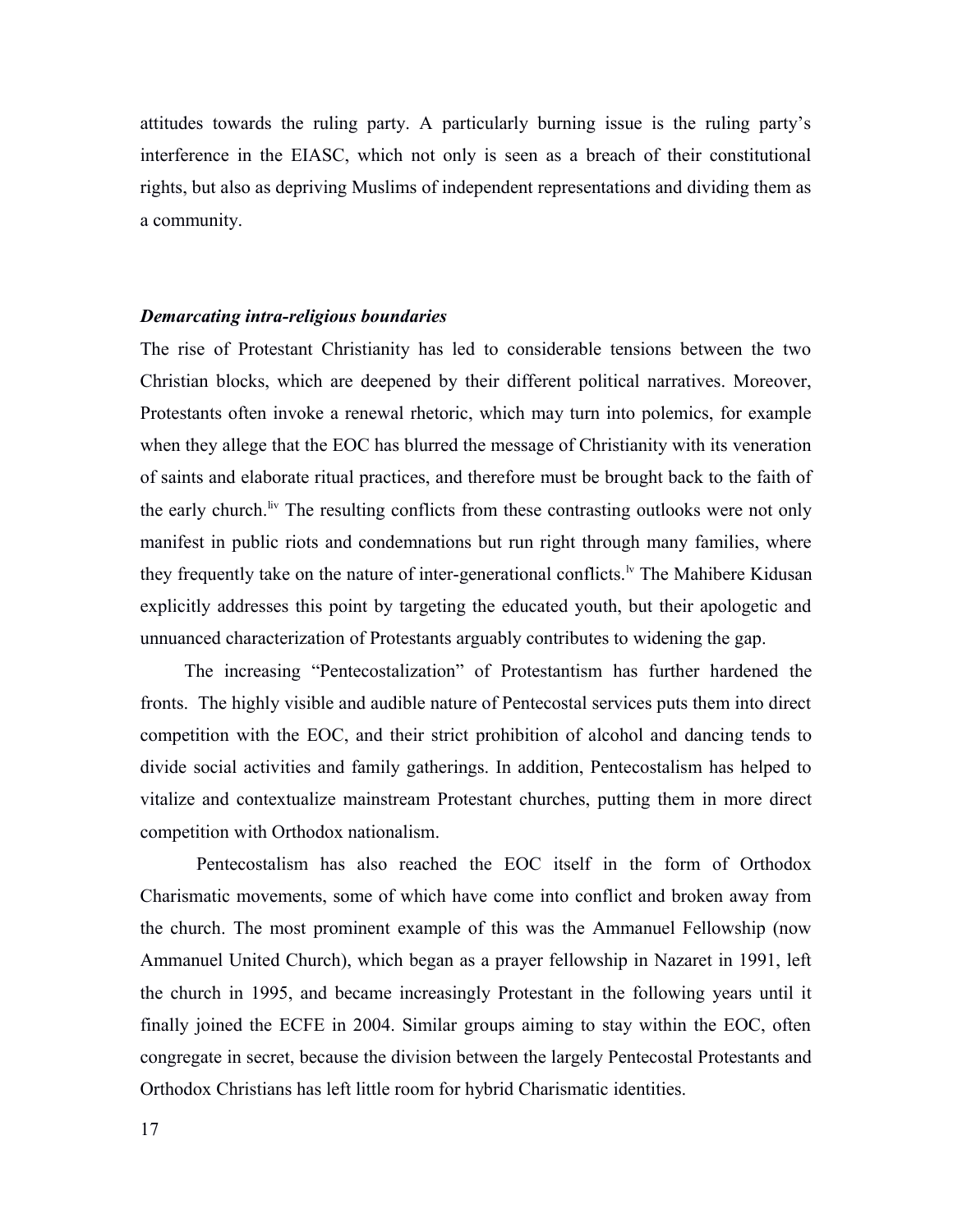attitudes towards the ruling party. A particularly burning issue is the ruling party's interference in the EIASC, which not only is seen as a breach of their constitutional rights, but also as depriving Muslims of independent representations and dividing them as a community.

### *Demarcating intra-religious boundaries*

The rise of Protestant Christianity has led to considerable tensions between the two Christian blocks, which are deepened by their different political narratives. Moreover, Protestants often invoke a renewal rhetoric, which may turn into polemics, for example when they allege that the EOC has blurred the message of Christianity with its veneration of saints and elaborate ritual practices, and therefore must be brought back to the faith of the early church.[liv] The resulting conflicts from these contrasting outlooks were not only manifest in public riots and condemnations but run right through many families, where they frequently take on the nature of inter-generational conflicts.[lv] The Mahibere Kidusan explicitly addresses this point by targeting the educated youth, but their apologetic and unnuanced characterization of Protestants arguably contributes to widening the gap.

The increasing "Pentecostalization" of Protestantism has further hardened the fronts. The highly visible and audible nature of Pentecostal services puts them into direct competition with the EOC, and their strict prohibition of alcohol and dancing tends to divide social activities and family gatherings. In addition, Pentecostalism has helped to vitalize and contextualize mainstream Protestant churches, putting them in more direct competition with Orthodox nationalism.

Pentecostalism has also reached the EOC itself in the form of Orthodox Charismatic movements, some of which have come into conflict and broken away from the church. The most prominent example of this was the Ammanuel Fellowship (now Ammanuel United Church), which began as a prayer fellowship in Nazaret in 1991, left the church in 1995, and became increasingly Protestant in the following years until it finally joined the ECFE in 2004. Similar groups aiming to stay within the EOC, often congregate in secret, because the division between the largely Pentecostal Protestants and Orthodox Christians has left little room for hybrid Charismatic identities.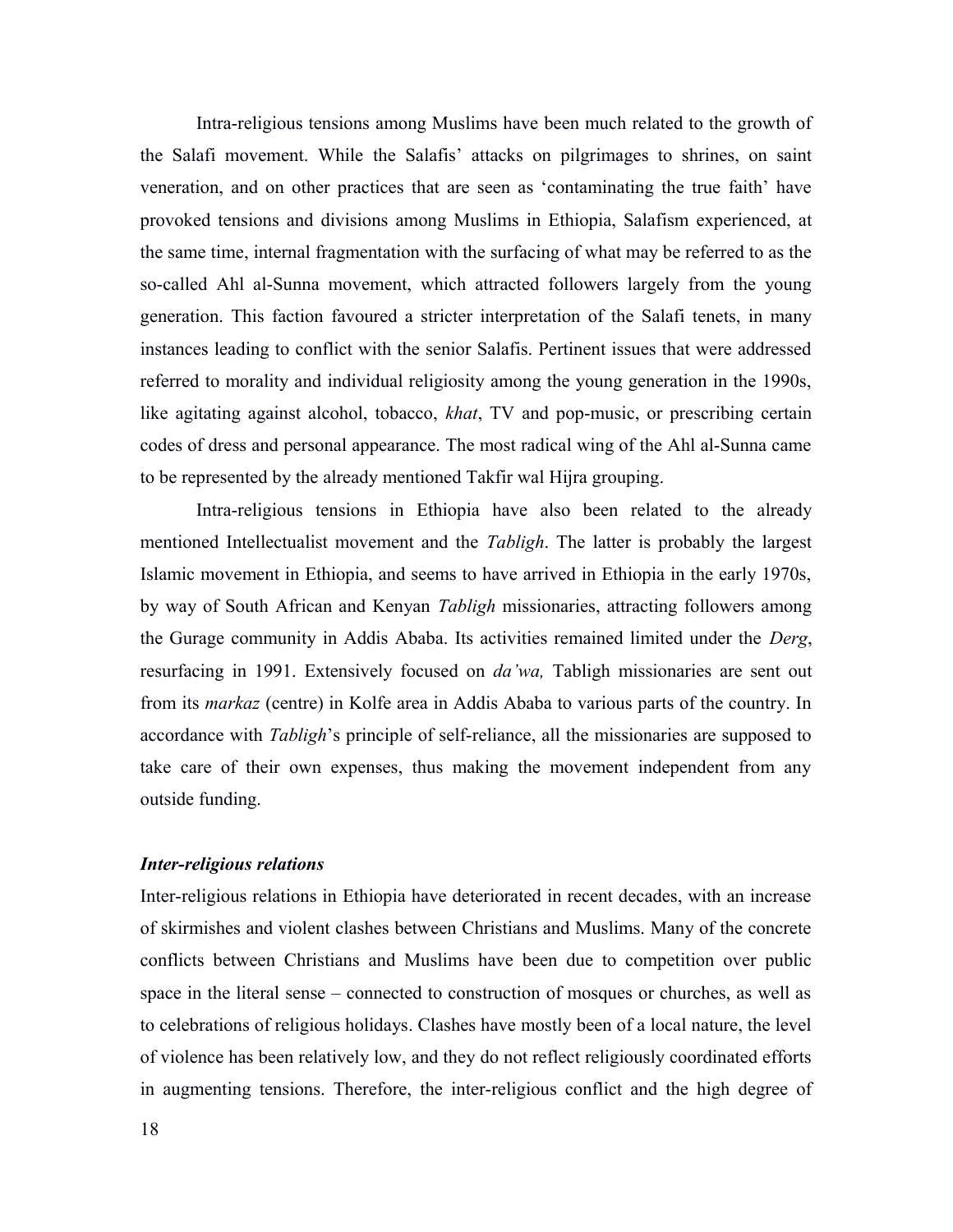Intra-religious tensions among Muslims have been much related to the growth of the Salafi movement. While the Salafis' attacks on pilgrimages to shrines, on saint veneration, and on other practices that are seen as 'contaminating the true faith' have provoked tensions and divisions among Muslims in Ethiopia, Salafism experienced, at the same time, internal fragmentation with the surfacing of what may be referred to as the so-called Ahl al-Sunna movement, which attracted followers largely from the young generation. This faction favoured a stricter interpretation of the Salafi tenets, in many instances leading to conflict with the senior Salafis. Pertinent issues that were addressed referred to morality and individual religiosity among the young generation in the 1990s, like agitating against alcohol, tobacco, *khat*, TV and pop-music, or prescribing certain codes of dress and personal appearance. The most radical wing of the Ahl al-Sunna came to be represented by the already mentioned Takfir wal Hijra grouping.

Intra-religious tensions in Ethiopia have also been related to the already mentioned Intellectualist movement and the *Tabligh*. The latter is probably the largest Islamic movement in Ethiopia, and seems to have arrived in Ethiopia in the early 1970s, by way of South African and Kenyan *Tabligh* missionaries, attracting followers among the Gurage community in Addis Ababa. Its activities remained limited under the *Derg*, resurfacing in 1991. Extensively focused on *da'wa,* Tabligh missionaries are sent out from its *markaz* (centre) in Kolfe area in Addis Ababa to various parts of the country. In accordance with *Tabligh*'s principle of self-reliance, all the missionaries are supposed to take care of their own expenses, thus making the movement independent from any outside funding.

### *Inter-religious relations*

Inter-religious relations in Ethiopia have deteriorated in recent decades, with an increase of skirmishes and violent clashes between Christians and Muslims. Many of the concrete conflicts between Christians and Muslims have been due to competition over public space in the literal sense – connected to construction of mosques or churches, as well as to celebrations of religious holidays. Clashes have mostly been of a local nature, the level of violence has been relatively low, and they do not reflect religiously coordinated efforts in augmenting tensions. Therefore, the inter-religious conflict and the high degree of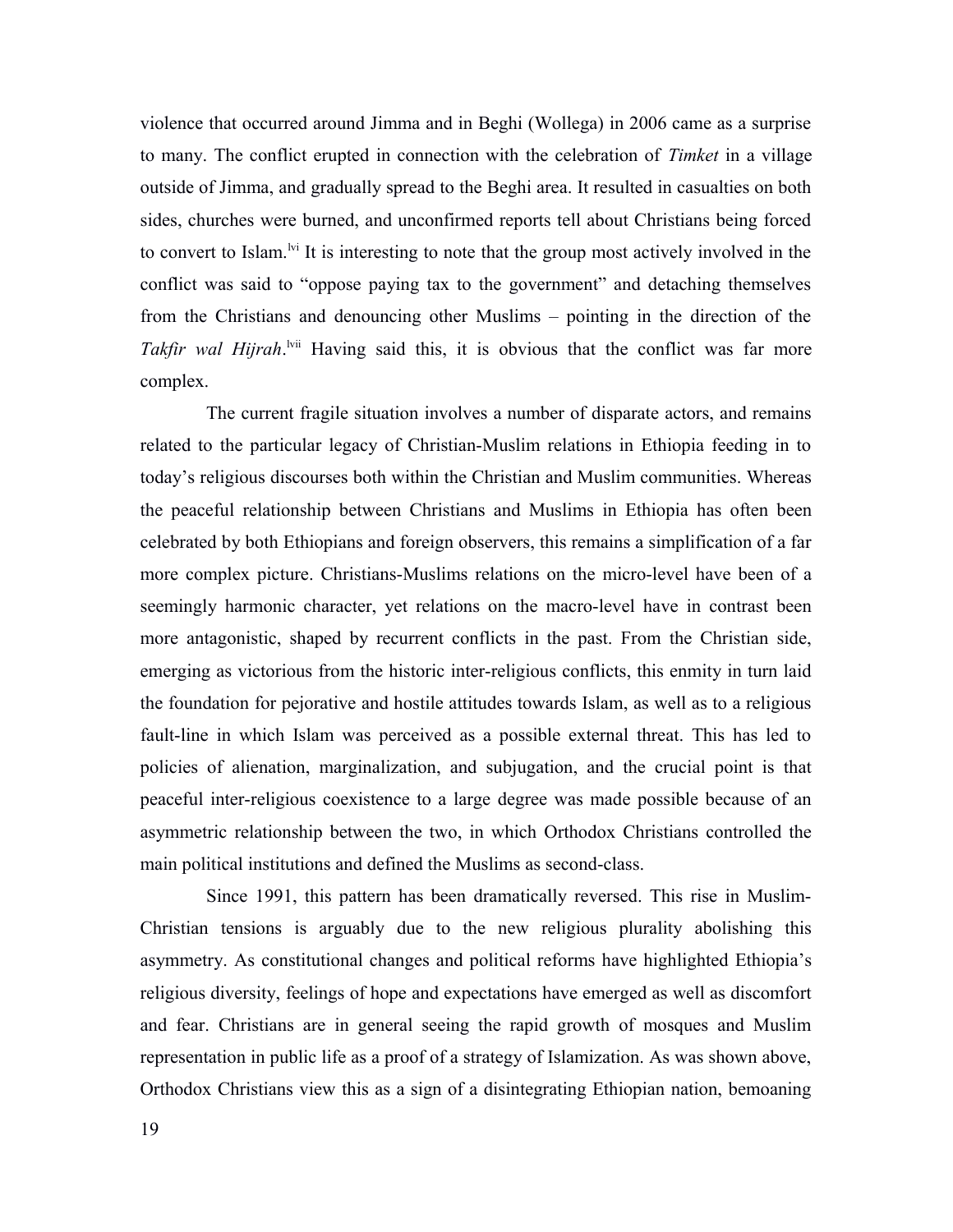violence that occurred around Jimma and in Beghi (Wollega) in 2006 came as a surprise to many. The conflict erupted in connection with the celebration of *Timket* in a village outside of Jimma, and gradually spread to the Beghi area. It resulted in casualties on both sides, churches were burned, and unconfirmed reports tell about Christians being forced to convert to Islam.[lvi] It is interesting to note that the group most actively involved in the conflict was said to "oppose paying tax to the government" and detaching themselves from the Christians and denouncing other Muslims – pointing in the direction of the *Takfir wal Hijrah*.[lvii] Having said this, it is obvious that the conflict was far more complex.

The current fragile situation involves a number of disparate actors, and remains related to the particular legacy of Christian-Muslim relations in Ethiopia feeding in to today's religious discourses both within the Christian and Muslim communities. Whereas the peaceful relationship between Christians and Muslims in Ethiopia has often been celebrated by both Ethiopians and foreign observers, this remains a simplification of a far more complex picture. Christians-Muslims relations on the micro-level have been of a seemingly harmonic character, yet relations on the macro-level have in contrast been more antagonistic, shaped by recurrent conflicts in the past. From the Christian side, emerging as victorious from the historic inter-religious conflicts, this enmity in turn laid the foundation for pejorative and hostile attitudes towards Islam, as well as to a religious fault-line in which Islam was perceived as a possible external threat. This has led to policies of alienation, marginalization, and subjugation, and the crucial point is that peaceful inter-religious coexistence to a large degree was made possible because of an asymmetric relationship between the two, in which Orthodox Christians controlled the main political institutions and defined the Muslims as second-class.

Since 1991, this pattern has been dramatically reversed. This rise in Muslim-Christian tensions is arguably due to the new religious plurality abolishing this asymmetry. As constitutional changes and political reforms have highlighted Ethiopia's religious diversity, feelings of hope and expectations have emerged as well as discomfort and fear. Christians are in general seeing the rapid growth of mosques and Muslim representation in public life as a proof of a strategy of Islamization. As was shown above, Orthodox Christians view this as a sign of a disintegrating Ethiopian nation, bemoaning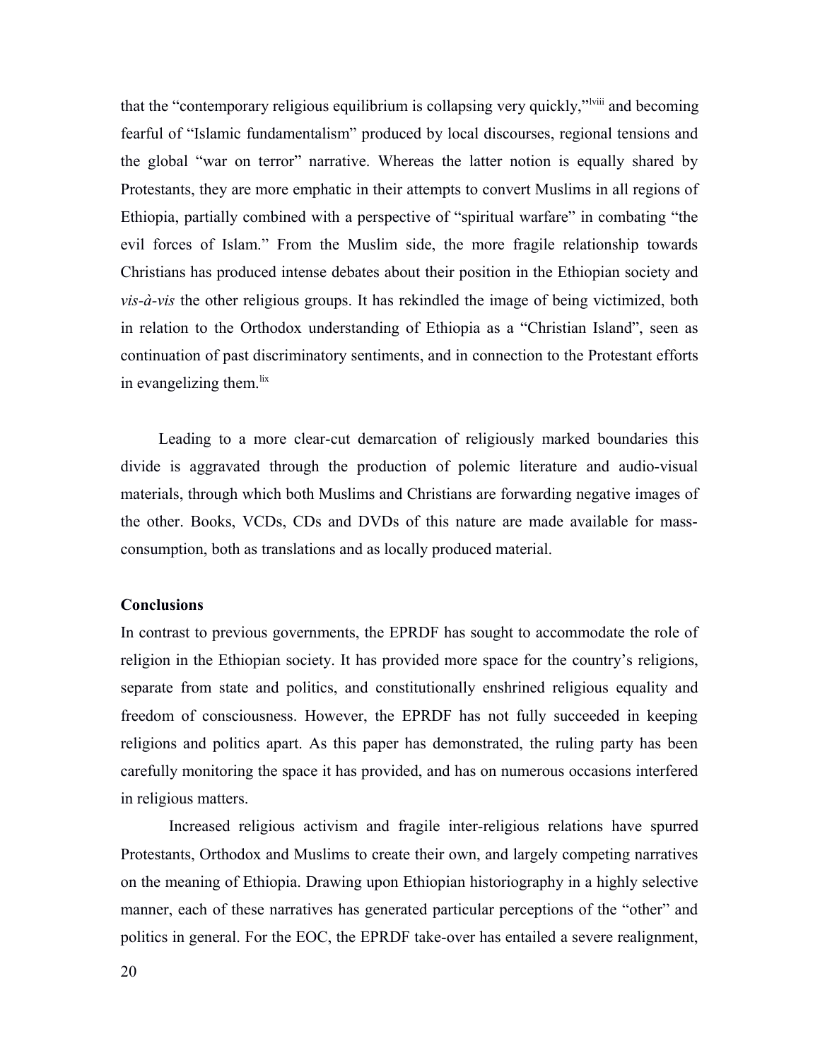that the "contemporary religious equilibrium is collapsing very quickly,"[lviii] and becoming fearful of "Islamic fundamentalism" produced by local discourses, regional tensions and the global "war on terror" narrative. Whereas the latter notion is equally shared by Protestants, they are more emphatic in their attempts to convert Muslims in all regions of Ethiopia, partially combined with a perspective of "spiritual warfare" in combating "the evil forces of Islam." From the Muslim side, the more fragile relationship towards Christians has produced intense debates about their position in the Ethiopian society and *vis-à-vis* the other religious groups. It has rekindled the image of being victimized, both in relation to the Orthodox understanding of Ethiopia as a "Christian Island", seen as continuation of past discriminatory sentiments, and in connection to the Protestant efforts in evangelizing them.[lix]

Leading to a more clear-cut demarcation of religiously marked boundaries this divide is aggravated through the production of polemic literature and audio-visual materials, through which both Muslims and Christians are forwarding negative images of the other. Books, VCDs, CDs and DVDs of this nature are made available for mass-consumption, both as translations and as locally produced material.

**Conclusions**

In contrast to previous governments, the EPRDF has sought to accommodate the role of religion in the Ethiopian society. It has provided more space for the country's religions, separate from state and politics, and constitutionally enshrined religious equality and freedom of consciousness. However, the EPRDF has not fully succeeded in keeping religions and politics apart. As this paper has demonstrated, the ruling party has been carefully monitoring the space it has provided, and has on numerous occasions interfered in religious matters.

Increased religious activism and fragile inter-religious relations have spurred Protestants, Orthodox and Muslims to create their own, and largely competing narratives on the meaning of Ethiopia. Drawing upon Ethiopian historiography in a highly selective manner, each of these narratives has generated particular perceptions of the "other" and politics in general. For the EOC, the EPRDF take-over has entailed a severe realignment,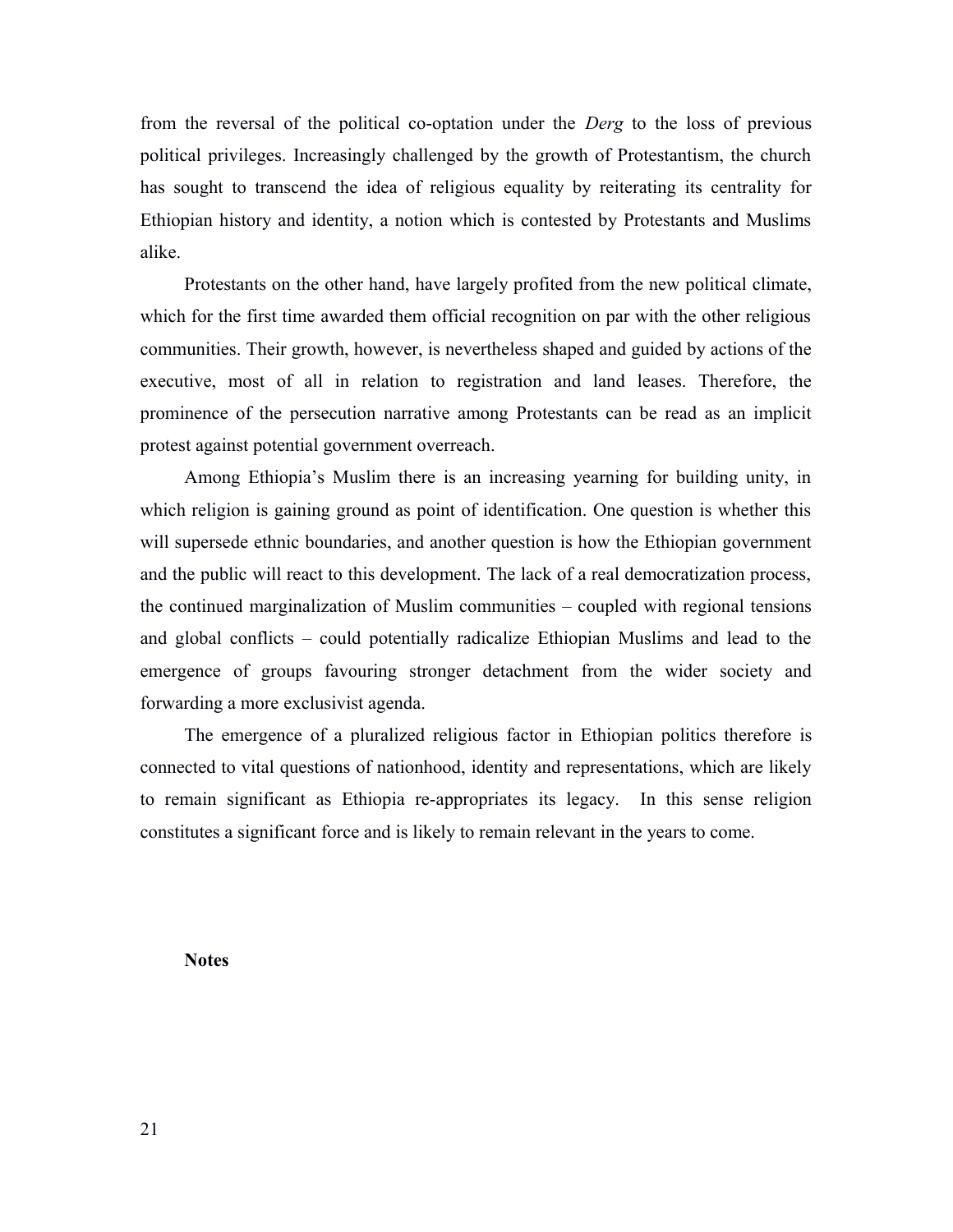from the reversal of the political co-optation under the *Derg* to the loss of previous political privileges. Increasingly challenged by the growth of Protestantism, the church has sought to transcend the idea of religious equality by reiterating its centrality for Ethiopian history and identity, a notion which is contested by Protestants and Muslims alike.

Protestants on the other hand, have largely profited from the new political climate, which for the first time awarded them official recognition on par with the other religious communities. Their growth, however, is nevertheless shaped and guided by actions of the executive, most of all in relation to registration and land leases. Therefore, the prominence of the persecution narrative among Protestants can be read as an implicit protest against potential government overreach.

Among Ethiopia's Muslim there is an increasing yearning for building unity, in which religion is gaining ground as point of identification. One question is whether this will supersede ethnic boundaries, and another question is how the Ethiopian government and the public will react to this development. The lack of a real democratization process, the continued marginalization of Muslim communities – coupled with regional tensions and global conflicts – could potentially radicalize Ethiopian Muslims and lead to the emergence of groups favouring stronger detachment from the wider society and forwarding a more exclusivist agenda.

The emergence of a pluralized religious factor in Ethiopian politics therefore is connected to vital questions of nationhood, identity and representations, which are likely to remain significant as Ethiopia re-appropriates its legacy. In this sense religion constitutes a significant force and is likely to remain relevant in the years to come.

**Notes**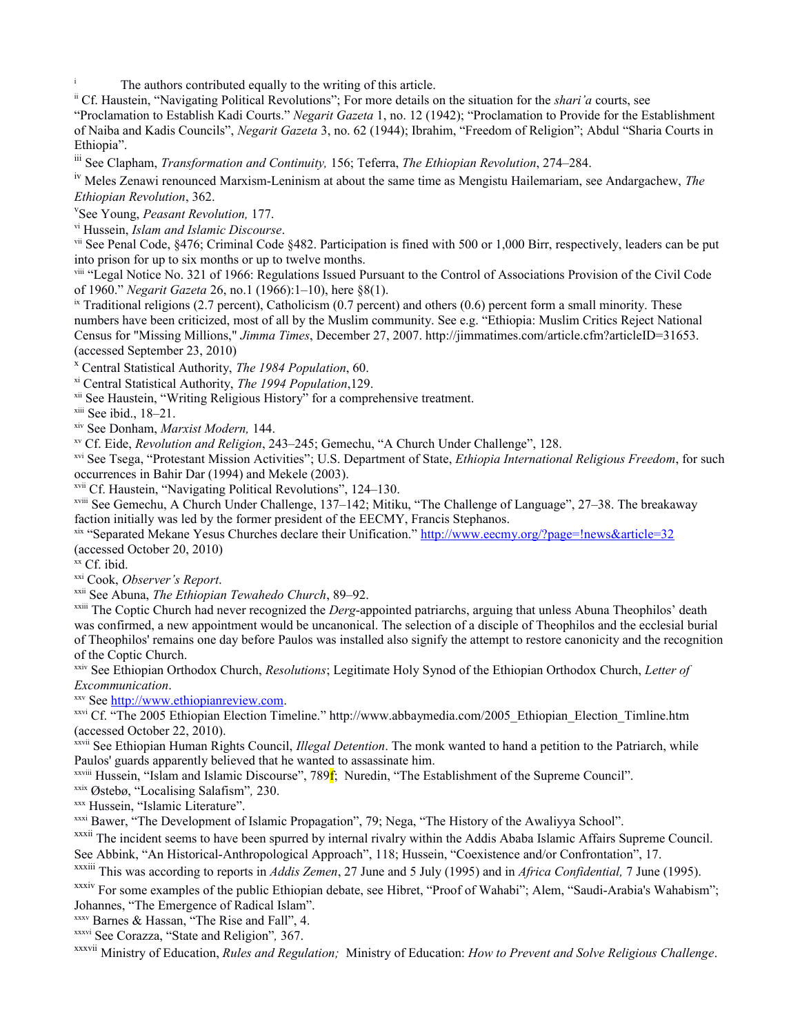[i] The authors contributed equally to the writing of this article.

[ii] Cf. Haustein, "Navigating Political Revolutions"; For more details on the situation for the *shari'a* courts, see "Proclamation to Establish Kadi Courts." *Negarit Gazeta* 1, no. 12 (1942); "Proclamation to Provide for the Establishment of Naiba and Kadis Councils", *Negarit Gazeta* 3, no. 62 (1944); Ibrahim, "Freedom of Religion"; Abdul "Sharia Courts in Ethiopia".

[iii] See Clapham, *Transformation and Continuity,* 156; Teferra, *The Ethiopian Revolution*, 274–284.

[iv] Meles Zenawi renounced Marxism-Leninism at about the same time as Mengistu Hailemariam, see Andargachew, *The Ethiopian Revolution*, 362.

[v] See Young, *Peasant Revolution,* 177.

[vi] Hussein, *Islam and Islamic Discourse*.

[vii] See Penal Code, §476; Criminal Code §482. Participation is fined with 500 or 1,000 Birr, respectively, leaders can be put into prison for up to six months or up to twelve months.

[viii] "Legal Notice No. 321 of 1966: Regulations Issued Pursuant to the Control of Associations Provision of the Civil Code of 1960." *Negarit Gazeta* 26, no.1 (1966):1–10), here §8(1).

[ix] Traditional religions (2.7 percent), Catholicism (0.7 percent) and others (0.6) percent form a small minority. These numbers have been criticized, most of all by the Muslim community. See e.g. "Ethiopia: Muslim Critics Reject National Census for "Missing Millions," *Jimma Times*, December 27, 2007. http://jimmatimes.com/article.cfm?articleID=31653. (accessed September 23, 2010)

[x] Central Statistical Authority, *The 1984 Population*, 60.

[xi] Central Statistical Authority, *The 1994 Population*,129.

[xii] See Haustein, "Writing Religious History" for a comprehensive treatment.

[xiii] See ibid., 18–21.

[xiv] See Donham, *Marxist Modern,* 144.

[xv] Cf. Eide, *Revolution and Religion*, 243–245; Gemechu, "A Church Under Challenge", 128.

[xvi] See Tsega, "Protestant Mission Activities"; U.S. Department of State, *Ethiopia International Religious Freedom*, for such occurrences in Bahir Dar (1994) and Mekele (2003).

[xvii] Cf. Haustein, "Navigating Political Revolutions", 124–130.

[xviii] See Gemechu, A Church Under Challenge, 137–142; Mitiku, "The Challenge of Language", 27–38. The breakaway faction initially was led by the former president of the EECMY, Francis Stephanos.

[xix] "Separated Mekane Yesus Churches declare their Unification." http://www.eecmy.org/?page=!news&article=32 (accessed October 20, 2010)

[xx] Cf. ibid.

[xxi] Cook, *Observer's Report*.

[xxii] See Abuna, *The Ethiopian Tewahedo Church*, 89–92.

[xxiii] The Coptic Church had never recognized the *Derg*-appointed patriarchs, arguing that unless Abuna Theophilos' death was confirmed, a new appointment would be uncanonical. The selection of a disciple of Theophilos and the ecclesial burial of Theophilos' remains one day before Paulos was installed also signify the attempt to restore canonicity and the recognition of the Coptic Church.

[xxiv] See Ethiopian Orthodox Church, *Resolutions*; Legitimate Holy Synod of the Ethiopian Orthodox Church, *Letter of Excommunication*.

[xxv] See http://www.ethiopianreview.com.

[xxvi] Cf. "The 2005 Ethiopian Election Timeline." http://www.abbaymedia.com/2005_Ethiopian_Election_Timline.htm (accessed October 22, 2010).

[xxvii] See Ethiopian Human Rights Council, *Illegal Detention*. The monk wanted to hand a petition to the Patriarch, while Paulos' guards apparently believed that he wanted to assassinate him.

[xxviii] Hussein, "Islam and Islamic Discourse", 789f; Nuredin, "The Establishment of the Supreme Council".

[xxix] Østebø, "Localising Salafism"*,* 230.

[xxx] Hussein, "Islamic Literature".

[xxxi] Bawer, "The Development of Islamic Propagation", 79; Nega, "The History of the Awaliyya School".

[xxxii] The incident seems to have been spurred by internal rivalry within the Addis Ababa Islamic Affairs Supreme Council. See Abbink, "An Historical-Anthropological Approach", 118; Hussein, "Coexistence and/or Confrontation", 17.

[xxxiii] This was according to reports in *Addis Zemen*, 27 June and 5 July (1995) and in *Africa Confidential,* 7 June (1995).

[xxxiv] For some examples of the public Ethiopian debate, see Hibret, "Proof of Wahabi"; Alem, "Saudi-Arabia's Wahabism"; Johannes, "The Emergence of Radical Islam".

[xxxv] Barnes & Hassan, "The Rise and Fall", 4.

[xxxvi] See Corazza, "State and Religion"*,* 367.

[xxxvii] Ministry of Education, *Rules and Regulation;* Ministry of Education: *How to Prevent and Solve Religious Challenge*.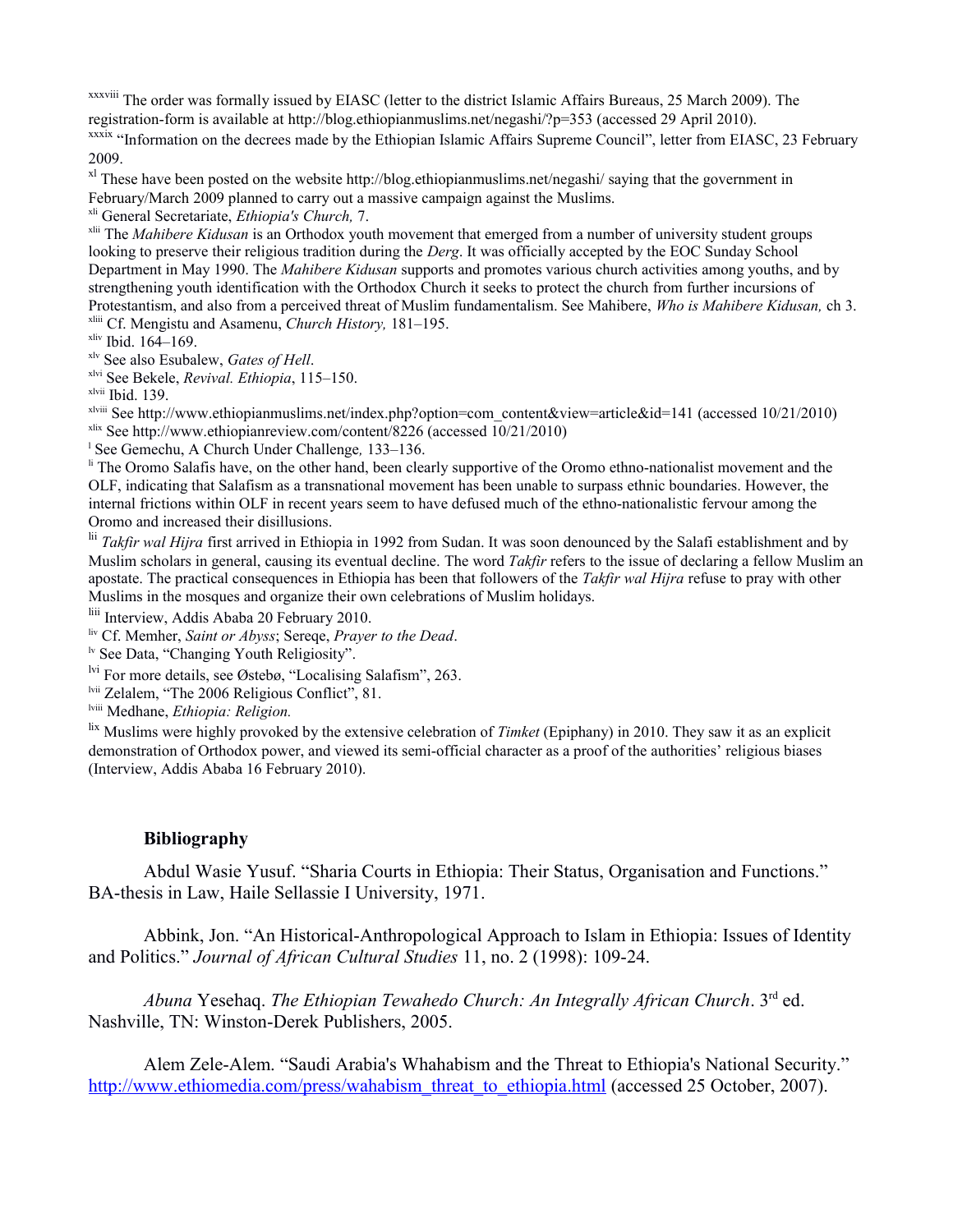[xxxviii] The order was formally issued by EIASC (letter to the district Islamic Affairs Bureaus, 25 March 2009). The registration-form is available at http://blog.ethiopianmuslims.net/negashi/?p=353 (accessed 29 April 2010).

[xxxix] "Information on the decrees made by the Ethiopian Islamic Affairs Supreme Council", letter from EIASC, 23 February 2009.

[xl] These have been posted on the website http://blog.ethiopianmuslims.net/negashi/ saying that the government in February/March 2009 planned to carry out a massive campaign against the Muslims.

[xli] General Secretariate, *Ethiopia's Church,* 7.

[xlii] The *Mahibere Kidusan* is an Orthodox youth movement that emerged from a number of university student groups looking to preserve their religious tradition during the *Derg*. It was officially accepted by the EOC Sunday School Department in May 1990. The *Mahibere Kidusan* supports and promotes various church activities among youths, and by strengthening youth identification with the Orthodox Church it seeks to protect the church from further incursions of Protestantism, and also from a perceived threat of Muslim fundamentalism. See Mahibere, *Who is Mahibere Kidusan,* ch 3.

[xliii] Cf. Mengistu and Asamenu, *Church History,* 181–195.

[xliv] Ibid. 164–169.

[xlv] See also Esubalew, *Gates of Hell*.

[xlvi] See Bekele, *Revival. Ethiopia*, 115–150.

[xlvii] Ibid. 139.

[xlviii] See http://www.ethiopianmuslims.net/index.php?option=com_content&view=article&id=141 (accessed 10/21/2010)

[xlix] See http://www.ethiopianreview.com/content/8226 (accessed 10/21/2010)

[l] See Gemechu, A Church Under Challenge*,* 133–136.

[li] The Oromo Salafis have, on the other hand, been clearly supportive of the Oromo ethno-nationalist movement and the OLF, indicating that Salafism as a transnational movement has been unable to surpass ethnic boundaries. However, the internal frictions within OLF in recent years seem to have defused much of the ethno-nationalistic fervour among the Oromo and increased their disillusions.

[lii] *Takfir wal Hijra* first arrived in Ethiopia in 1992 from Sudan. It was soon denounced by the Salafi establishment and by Muslim scholars in general, causing its eventual decline. The word *Takfir* refers to the issue of declaring a fellow Muslim an apostate. The practical consequences in Ethiopia has been that followers of the *Takfir wal Hijra* refuse to pray with other Muslims in the mosques and organize their own celebrations of Muslim holidays.

[liii] Interview, Addis Ababa 20 February 2010.

[liv] Cf. Memher, *Saint or Abyss*; Sereqe, *Prayer to the Dead*.

[lv] See Data, "Changing Youth Religiosity".

[lvi] For more details, see Østebø, "Localising Salafism", 263.

[lvii] Zelalem, "The 2006 Religious Conflict", 81.

[lviii] Medhane, *Ethiopia: Religion.*

[lix] Muslims were highly provoked by the extensive celebration of *Timket* (Epiphany) in 2010. They saw it as an explicit demonstration of Orthodox power, and viewed its semi-official character as a proof of the authorities' religious biases (Interview, Addis Ababa 16 February 2010).

## Bibliography

Abdul Wasie Yusuf. "Sharia Courts in Ethiopia: Their Status, Organisation and Functions." BA-thesis in Law, Haile Sellassie I University, 1971.

Abbink, Jon. "An Historical-Anthropological Approach to Islam in Ethiopia: Issues of Identity and Politics." *Journal of African Cultural Studies* 11, no. 2 (1998): 109-24.

*Abuna* Yesehaq. *The Ethiopian Tewahedo Church: An Integrally African Church*. 3rd ed. Nashville, TN: Winston-Derek Publishers, 2005.

Alem Zele-Alem. "Saudi Arabia's Whahabism and the Threat to Ethiopia's National Security." http://www.ethiomedia.com/press/wahabism_threat_to_ethiopia.html (accessed 25 October, 2007).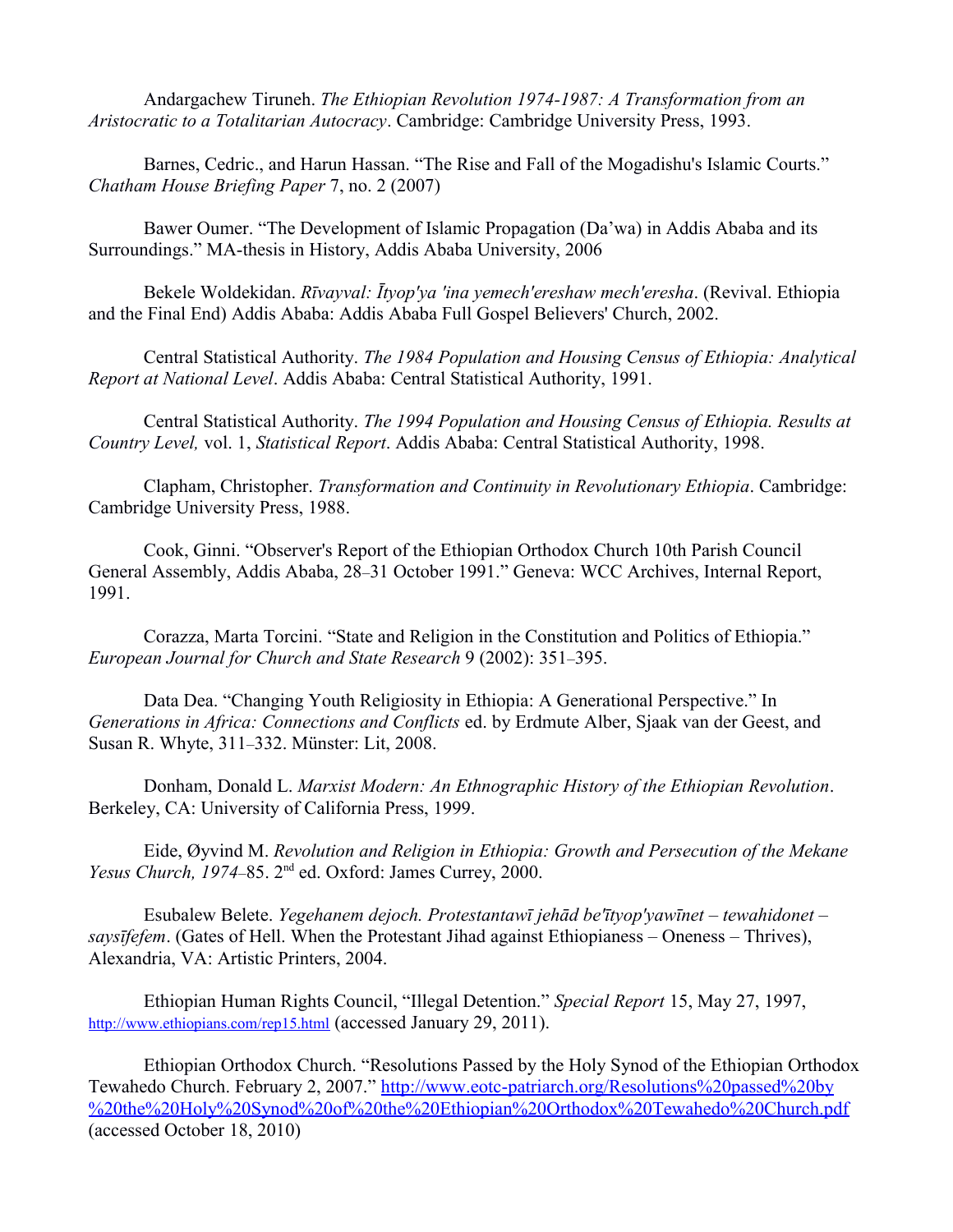Andargachew Tiruneh. *The Ethiopian Revolution 1974-1987: A Transformation from an Aristocratic to a Totalitarian Autocracy*. Cambridge: Cambridge University Press, 1993.

Barnes, Cedric., and Harun Hassan. "The Rise and Fall of the Mogadishu's Islamic Courts." *Chatham House Briefing Paper* 7, no. 2 (2007)

Bawer Oumer. "The Development of Islamic Propagation (Da'wa) in Addis Ababa and its Surroundings." MA-thesis in History, Addis Ababa University, 2006

Bekele Woldekidan. *Rīvayval: Ītyop'ya 'ina yemech'ereshaw mech'eresha*. (Revival. Ethiopia and the Final End) Addis Ababa: Addis Ababa Full Gospel Believers' Church, 2002.

Central Statistical Authority. *The 1984 Population and Housing Census of Ethiopia: Analytical Report at National Level*. Addis Ababa: Central Statistical Authority, 1991.

Central Statistical Authority. *The 1994 Population and Housing Census of Ethiopia. Results at Country Level,* vol. 1, *Statistical Report*. Addis Ababa: Central Statistical Authority, 1998.

Clapham, Christopher. *Transformation and Continuity in Revolutionary Ethiopia*. Cambridge: Cambridge University Press, 1988.

Cook, Ginni. "Observer's Report of the Ethiopian Orthodox Church 10th Parish Council General Assembly, Addis Ababa, 28–31 October 1991." Geneva: WCC Archives, Internal Report, 1991.

Corazza, Marta Torcini. "State and Religion in the Constitution and Politics of Ethiopia." *European Journal for Church and State Research* 9 (2002): 351–395.

Data Dea. "Changing Youth Religiosity in Ethiopia: A Generational Perspective." In *Generations in Africa: Connections and Conflicts* ed. by Erdmute Alber, Sjaak van der Geest, and Susan R. Whyte, 311–332. Münster: Lit, 2008.

Donham, Donald L. *Marxist Modern: An Ethnographic History of the Ethiopian Revolution*. Berkeley, CA: University of California Press, 1999.

Eide, Øyvind M. *Revolution and Religion in Ethiopia: Growth and Persecution of the Mekane Yesus Church, 1974–85*. 2nd ed. Oxford: James Currey, 2000.

Esubalew Belete. *Yegehanem dejoch. Protestantawī jehād be'ītyop'yawīnet – tewahidonet – saysīfefem*. (Gates of Hell. When the Protestant Jihad against Ethiopianess – Oneness – Thrives), Alexandria, VA: Artistic Printers, 2004.

Ethiopian Human Rights Council, "Illegal Detention." *Special Report* 15, May 27, 1997, http://www.ethiopians.com/rep15.html (accessed January 29, 2011).

Ethiopian Orthodox Church. "Resolutions Passed by the Holy Synod of the Ethiopian Orthodox Tewahedo Church. February 2, 2007." http://www.eotc-patriarch.org/Resolutions%20passed%20by%20the%20Holy%20Synod%20of%20the%20Ethiopian%20Orthodox%20Tewahedo%20Church.pdf (accessed October 18, 2010)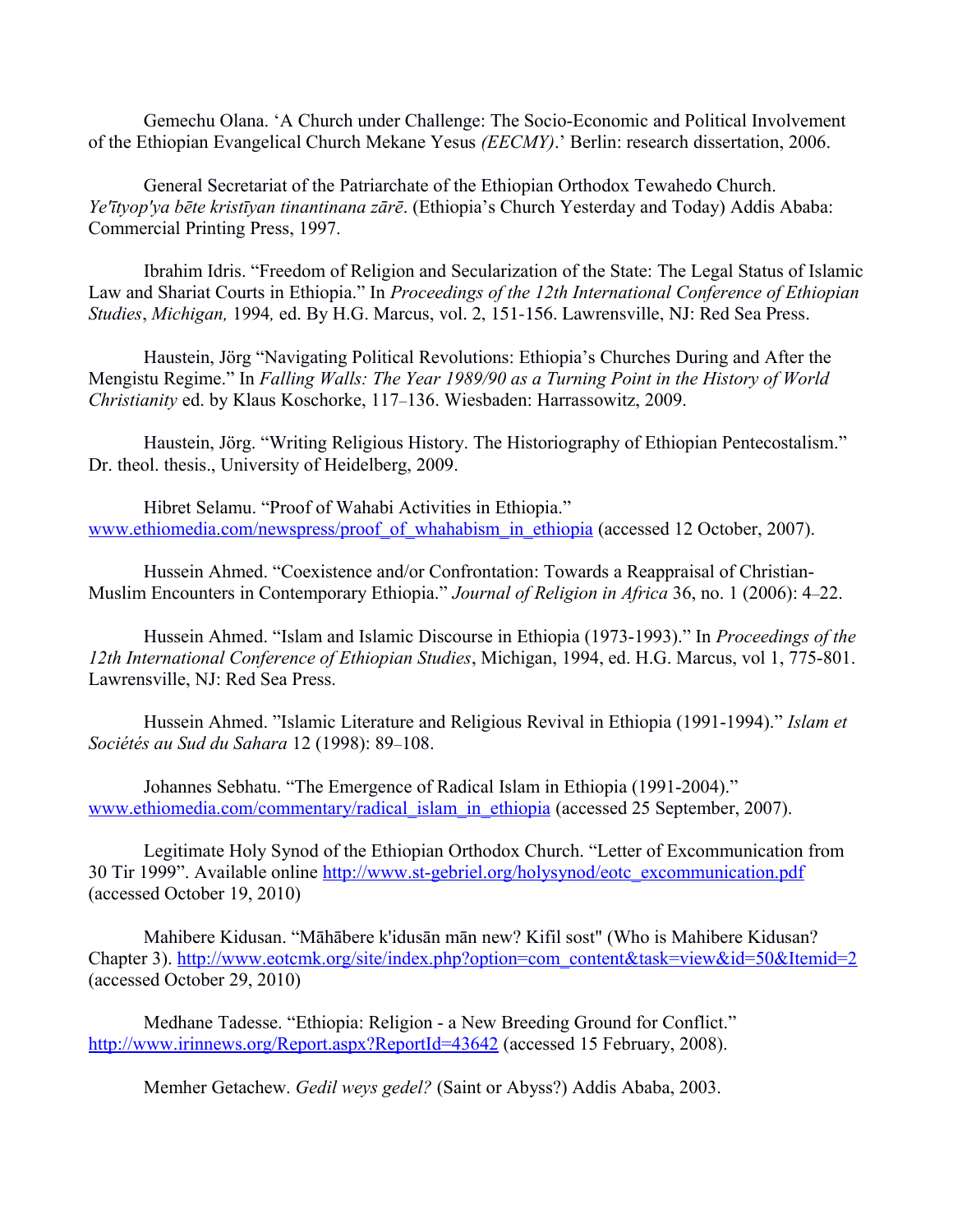Gemechu Olana. 'A Church under Challenge: The Socio-Economic and Political Involvement of the Ethiopian Evangelical Church Mekane Yesus *(EECMY)*.' Berlin: research dissertation, 2006.

General Secretariat of the Patriarchate of the Ethiopian Orthodox Tewahedo Church. *Ye'ītyop'ya bēte kristīyan tinantinana zārē*. (Ethiopia's Church Yesterday and Today) Addis Ababa: Commercial Printing Press, 1997.

Ibrahim Idris. "Freedom of Religion and Secularization of the State: The Legal Status of Islamic Law and Shariat Courts in Ethiopia." In *Proceedings of the 12th International Conference of Ethiopian Studies*, *Michigan,* 1994*,* ed. By H.G. Marcus, vol. 2, 151-156. Lawrensville, NJ: Red Sea Press.

Haustein, Jörg "Navigating Political Revolutions: Ethiopia's Churches During and After the Mengistu Regime." In *Falling Walls: The Year 1989/90 as a Turning Point in the History of World Christianity* ed. by Klaus Koschorke, 117–136. Wiesbaden: Harrassowitz, 2009.

Haustein, Jörg. "Writing Religious History. The Historiography of Ethiopian Pentecostalism." Dr. theol. thesis., University of Heidelberg, 2009.

Hibret Selamu. "Proof of Wahabi Activities in Ethiopia." www.ethiomedia.com/newspress/proof_of_whahabism_in_ethiopia (accessed 12 October, 2007).

Hussein Ahmed. "Coexistence and/or Confrontation: Towards a Reappraisal of Christian-Muslim Encounters in Contemporary Ethiopia." *Journal of Religion in Africa* 36, no. 1 (2006): 4–22.

Hussein Ahmed. "Islam and Islamic Discourse in Ethiopia (1973-1993)." In *Proceedings of the 12th International Conference of Ethiopian Studies*, Michigan, 1994, ed. H.G. Marcus, vol 1, 775-801. Lawrensville, NJ: Red Sea Press.

Hussein Ahmed. "Islamic Literature and Religious Revival in Ethiopia (1991-1994)." *Islam et Sociétés au Sud du Sahara* 12 (1998): 89–108.

Johannes Sebhatu. "The Emergence of Radical Islam in Ethiopia (1991-2004)." www.ethiomedia.com/commentary/radical_islam_in_ethiopia (accessed 25 September, 2007).

Legitimate Holy Synod of the Ethiopian Orthodox Church. "Letter of Excommunication from 30 Tir 1999". Available online http://www.st-gebriel.org/holysynod/eotc_excommunication.pdf (accessed October 19, 2010)

Mahibere Kidusan. "Māhābere k'idusān mān new? Kifil sost" (Who is Mahibere Kidusan? Chapter 3). http://www.eotcmk.org/site/index.php?option=com_content&task=view&id=50&Itemid=2 (accessed October 29, 2010)

Medhane Tadesse. "Ethiopia: Religion - a New Breeding Ground for Conflict." http://www.irinnews.org/Report.aspx?ReportId=43642 (accessed 15 February, 2008).

Memher Getachew. *Gedil weys gedel?* (Saint or Abyss?) Addis Ababa, 2003.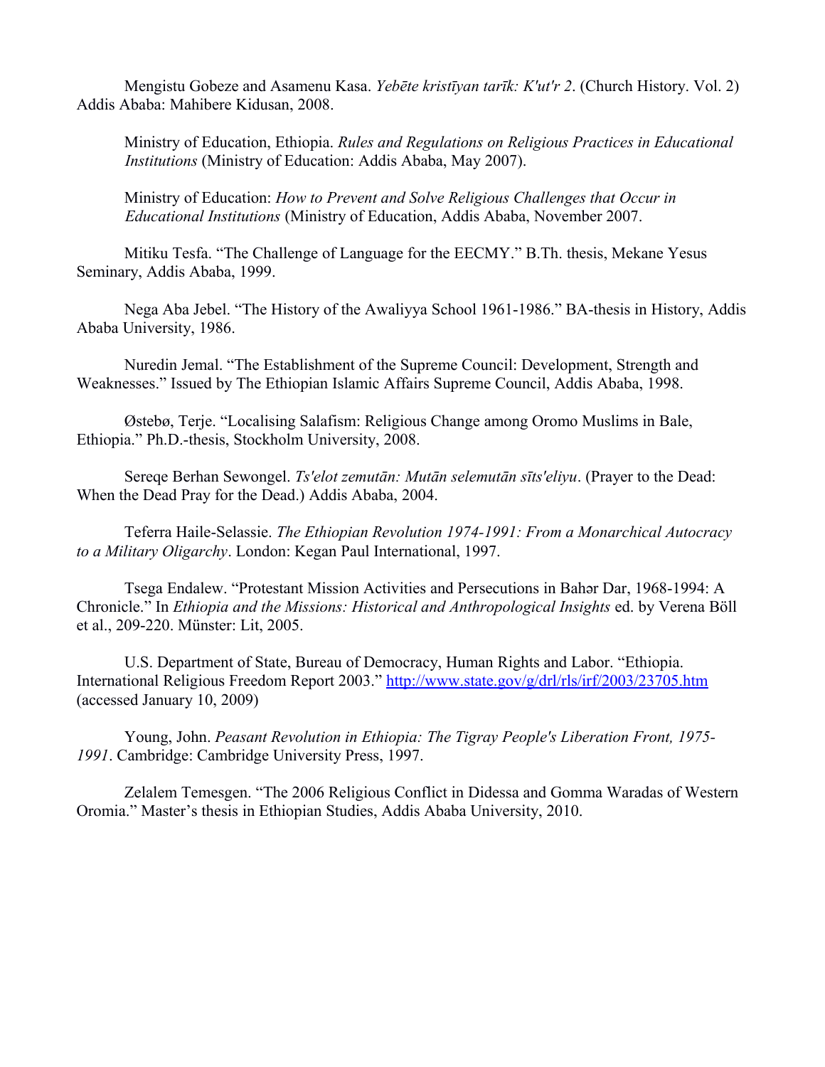Mengistu Gobeze and Asamenu Kasa. *Yebēte kristīyan tarīk: K'ut'r 2*. (Church History. Vol. 2) Addis Ababa: Mahibere Kidusan, 2008.

Ministry of Education, Ethiopia. *Rules and Regulations on Religious Practices in Educational Institutions* (Ministry of Education: Addis Ababa, May 2007).

Ministry of Education: *How to Prevent and Solve Religious Challenges that Occur in Educational Institutions* (Ministry of Education, Addis Ababa, November 2007.

Mitiku Tesfa. "The Challenge of Language for the EECMY." B.Th. thesis, Mekane Yesus Seminary, Addis Ababa, 1999.

Nega Aba Jebel. "The History of the Awaliyya School 1961-1986." BA-thesis in History, Addis Ababa University, 1986.

Nuredin Jemal. "The Establishment of the Supreme Council: Development, Strength and Weaknesses." Issued by The Ethiopian Islamic Affairs Supreme Council, Addis Ababa, 1998.

Østebø, Terje. "Localising Salafism: Religious Change among Oromo Muslims in Bale, Ethiopia." Ph.D.-thesis, Stockholm University, 2008.

Sereqe Berhan Sewongel. *Ts'elot zemutān: Mutān selemutān sīts'eliyu*. (Prayer to the Dead: When the Dead Pray for the Dead.) Addis Ababa, 2004.

Teferra Haile-Selassie. *The Ethiopian Revolution 1974-1991: From a Monarchical Autocracy to a Military Oligarchy*. London: Kegan Paul International, 1997.

Tsega Endalew. "Protestant Mission Activities and Persecutions in Bahər Dar, 1968-1994: A Chronicle." In *Ethiopia and the Missions: Historical and Anthropological Insights* ed. by Verena Böll et al., 209-220. Münster: Lit, 2005.

U.S. Department of State, Bureau of Democracy, Human Rights and Labor. "Ethiopia. International Religious Freedom Report 2003." http://www.state.gov/g/drl/rls/irf/2003/23705.htm (accessed January 10, 2009)

Young, John. *Peasant Revolution in Ethiopia: The Tigray People's Liberation Front, 1975-1991*. Cambridge: Cambridge University Press, 1997.

Zelalem Temesgen. "The 2006 Religious Conflict in Didessa and Gomma Waradas of Western Oromia." Master's thesis in Ethiopian Studies, Addis Ababa University, 2010.